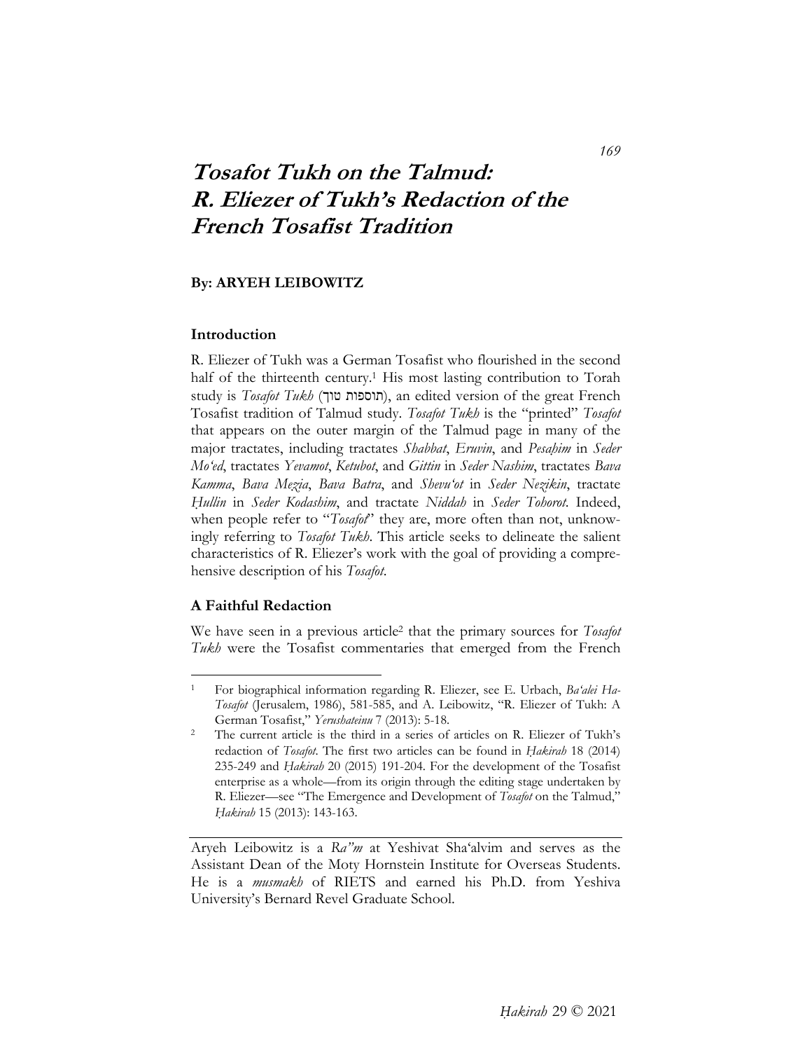# *Tosafot Tukh* on the Talmud: R. Eliezer of Tukh's Redaction of the French Tosafist Tradition

**By: ARYEH LEIBOWITZ**

## Introduction

R. Eliezer of Tukh was a German Tosafist who flourished in the second half of the thirteenth century.[1] His most lasting contribution to Torah study is *Tosafot Tukh* (תוספות טוך), an edited version of the great French Tosafist tradition of Talmud study. *Tosafot Tukh* is the "printed" *Tosafot* that appears on the outer margin of the Talmud page in many of the major tractates, including tractates *Shabbat*, *Eruvin*, and *Pesaḥim* in *Seder Mo'ed*, tractates *Yevamot*, *Ketubot*, and *Gittin* in *Seder Nashim*, tractates *Bava Kamma*, *Bava Mezia*, *Bava Batra*, and *Shevu'ot* in *Seder Nezikin*, tractate *Ḥullin* in *Seder Kodashim*, and tractate *Niddah* in *Seder Tohorot*. Indeed, when people refer to "*Tosafot*" they are, more often than not, unknowingly referring to *Tosafot Tukh*. This article seeks to delineate the salient characteristics of R. Eliezer's work with the goal of providing a comprehensive description of his *Tosafot*.

## A Faithful Redaction

We have seen in a previous article[2] that the primary sources for *Tosafot Tukh* were the Tosafist commentaries that emerged from the French

---

[1] For biographical information regarding R. Eliezer, see E. Urbach, *Ba'alei Ha-Tosafot* (Jerusalem, 1986), 581-585, and A. Leibowitz, "R. Eliezer of Tukh: A German Tosafist," *Yerushateinu* 7 (2013): 5-18.

[2] The current article is the third in a series of articles on R. Eliezer of Tukh's redaction of *Tosafot*. The first two articles can be found in *Ḥakirah* 18 (2014) 235-249 and *Ḥakirah* 20 (2015) 191-204. For the development of the Tosafist enterprise as a whole—from its origin through the editing stage undertaken by R. Eliezer—see "The Emergence and Development of *Tosafot* on the Talmud," *Ḥakirah* 15 (2013): 143-163.

---

Aryeh Leibowitz is a *Ra"m* at Yeshivat Sha'alvim and serves as the Assistant Dean of the Moty Hornstein Institute for Overseas Students. He is a *musmakh* of RIETS and earned his Ph.D. from Yeshiva University's Bernard Revel Graduate School.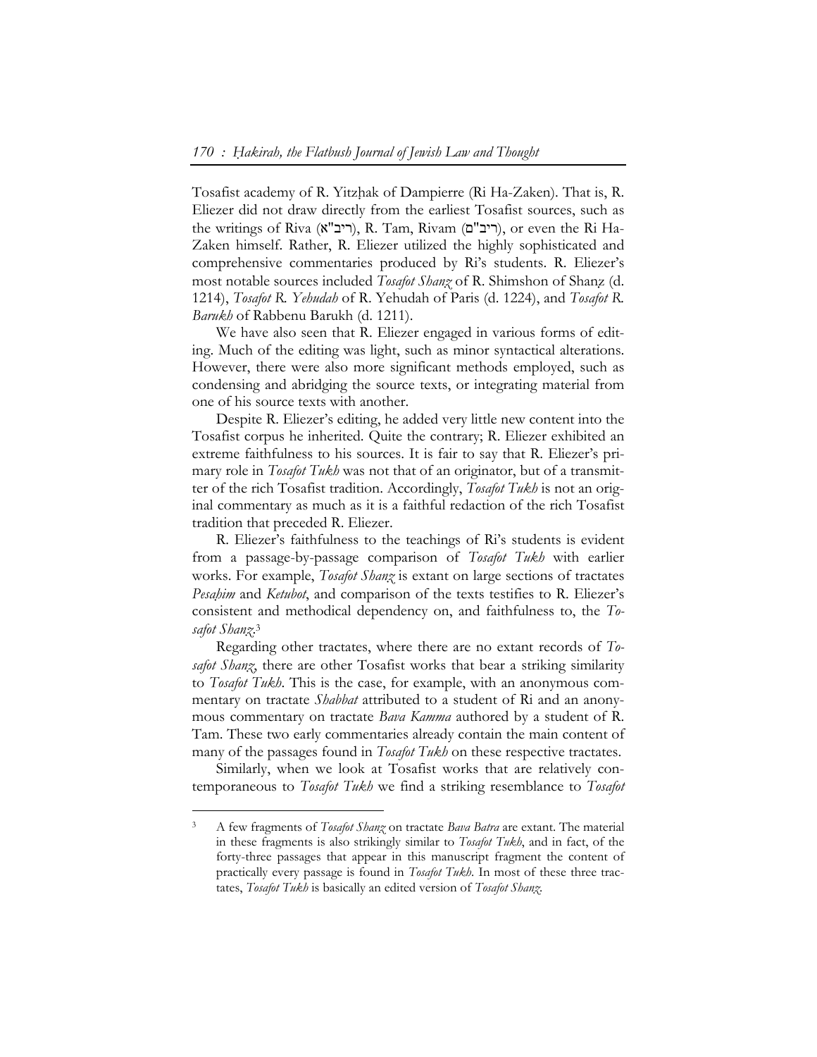Tosafist academy of R. Yitzḥak of Dampierre (Ri Ha-Zaken). That is, R. Eliezer did not draw directly from the earliest Tosafist sources, such as the writings of Riva (ריב"א), R. Tam, Rivam (ריב"ם), or even the Ri Ha-Zaken himself. Rather, R. Eliezer utilized the highly sophisticated and comprehensive commentaries produced by Ri's students. R. Eliezer's most notable sources included *Tosafot Shanz* of R. Shimshon of Shanẓ (d. 1214), *Tosafot R. Yehudah* of R. Yehudah of Paris (d. 1224), and *Tosafot R. Barukh* of Rabbenu Barukh (d. 1211).

We have also seen that R. Eliezer engaged in various forms of editing. Much of the editing was light, such as minor syntactical alterations. However, there were also more significant methods employed, such as condensing and abridging the source texts, or integrating material from one of his source texts with another.

Despite R. Eliezer's editing, he added very little new content into the Tosafist corpus he inherited. Quite the contrary; R. Eliezer exhibited an extreme faithfulness to his sources. It is fair to say that R. Eliezer's primary role in *Tosafot Tukh* was not that of an originator, but of a transmitter of the rich Tosafist tradition. Accordingly, *Tosafot Tukh* is not an original commentary as much as it is a faithful redaction of the rich Tosafist tradition that preceded R. Eliezer.

R. Eliezer's faithfulness to the teachings of Ri's students is evident from a passage-by-passage comparison of *Tosafot Tukh* with earlier works. For example, *Tosafot Shanz* is extant on large sections of tractates *Pesaḥim* and *Ketubot*, and comparison of the texts testifies to R. Eliezer's consistent and methodical dependency on, and faithfulness to, the *Tosafot Shanz*.[3]

Regarding other tractates, where there are no extant records of *Tosafot Shanz*, there are other Tosafist works that bear a striking similarity to *Tosafot Tukh*. This is the case, for example, with an anonymous commentary on tractate *Shabbat* attributed to a student of Ri and an anonymous commentary on tractate *Bava Kamma* authored by a student of R. Tam. These two early commentaries already contain the main content of many of the passages found in *Tosafot Tukh* on these respective tractates.

Similarly, when we look at Tosafist works that are relatively contemporaneous to *Tosafot Tukh* we find a striking resemblance to *Tosafot*

---

[3] A few fragments of *Tosafot Shanz* on tractate *Bava Batra* are extant. The material in these fragments is also strikingly similar to *Tosafot Tukh*, and in fact, of the forty-three passages that appear in this manuscript fragment the content of practically every passage is found in *Tosafot Tukh*. In most of these three tractates, *Tosafot Tukh* is basically an edited version of *Tosafot Shanz*.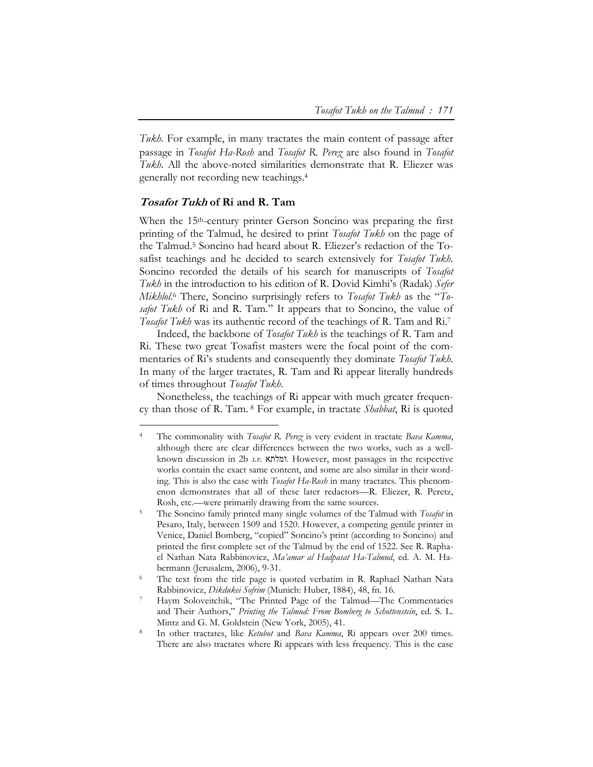*Tukh*. For example, in many tractates the main content of passage after passage in *Tosafot Ha-Rosh* and *Tosafot R. Perez* are also found in *Tosafot Tukh*. All the above-noted similarities demonstrate that R. Eliezer was generally not recording new teachings.[4]

### *Tosafot Tukh* of Ri and R. Tam

When the 15th-century printer Gerson Soncino was preparing the first printing of the Talmud, he desired to print *Tosafot Tukh* on the page of the Talmud.[5] Soncino had heard about R. Eliezer's redaction of the Tosafist teachings and he decided to search extensively for *Tosafot Tukh*. Soncino recorded the details of his search for manuscripts of *Tosafot Tukh* in the introduction to his edition of R. Dovid Kimhi's (Radak) *Sefer Mikhlol*.[6] There, Soncino surprisingly refers to *Tosafot Tukh* as the "*Tosafot Tukh* of Ri and R. Tam." It appears that to Soncino, the value of *Tosafot Tukh* was its authentic record of the teachings of R. Tam and Ri.[7]

Indeed, the backbone of *Tosafot Tukh* is the teachings of R. Tam and Ri. These two great Tosafist masters were the focal point of the commentaries of Ri's students and consequently they dominate *Tosafot Tukh*. In many of the larger tractates, R. Tam and Ri appear literally hundreds of times throughout *Tosafot Tukh*.

Nonetheless, the teachings of Ri appear with much greater frequency than those of R. Tam. [8] For example, in tractate *Shabbat*, Ri is quoted

---

[4] The commonality with *Tosafot R. Perez* is very evident in tractate *Bava Kamma*, although there are clear differences between the two works, such as a well-known discussion in 2b *s.v.* ומלתא. However, most passages in the respective works contain the exact same content, and some are also similar in their wording. This is also the case with *Tosafot Ha-Rosh* in many tractates. This phenomenon demonstrates that all of these later redactors—R. Eliezer, R. Peretz, Rosh, etc.—were primarily drawing from the same sources.

[5] The Soncino family printed many single volumes of the Talmud with *Tosafot* in Pesaro, Italy, between 1509 and 1520. However, a competing gentile printer in Venice, Daniel Bomberg, "copied" Soncino's print (according to Soncino) and printed the first complete set of the Talmud by the end of 1522. See R. Raphael Nathan Nata Rabbinovicz, *Ma'amar al Hadpasat Ha-Talmud*, ed. A. M. Habermann (Jerusalem, 2006), 9-31.

[6] The text from the title page is quoted verbatim in R. Raphael Nathan Nata Rabbinovicz, *Dikdukei Sofrim* (Munich: Huber, 1884), 48, fn. 16.

[7] Haym Soloveitchik, "The Printed Page of the Talmud—The Commentaries and Their Authors," *Printing the Talmud: From Bomberg to Schottenstein*, ed. S. L. Mintz and G. M. Goldstein (New York, 2005), 41.

[8] In other tractates, like *Ketubot* and *Bava Kamma*, Ri appears over 200 times. There are also tractates where Ri appears with less frequency. This is the case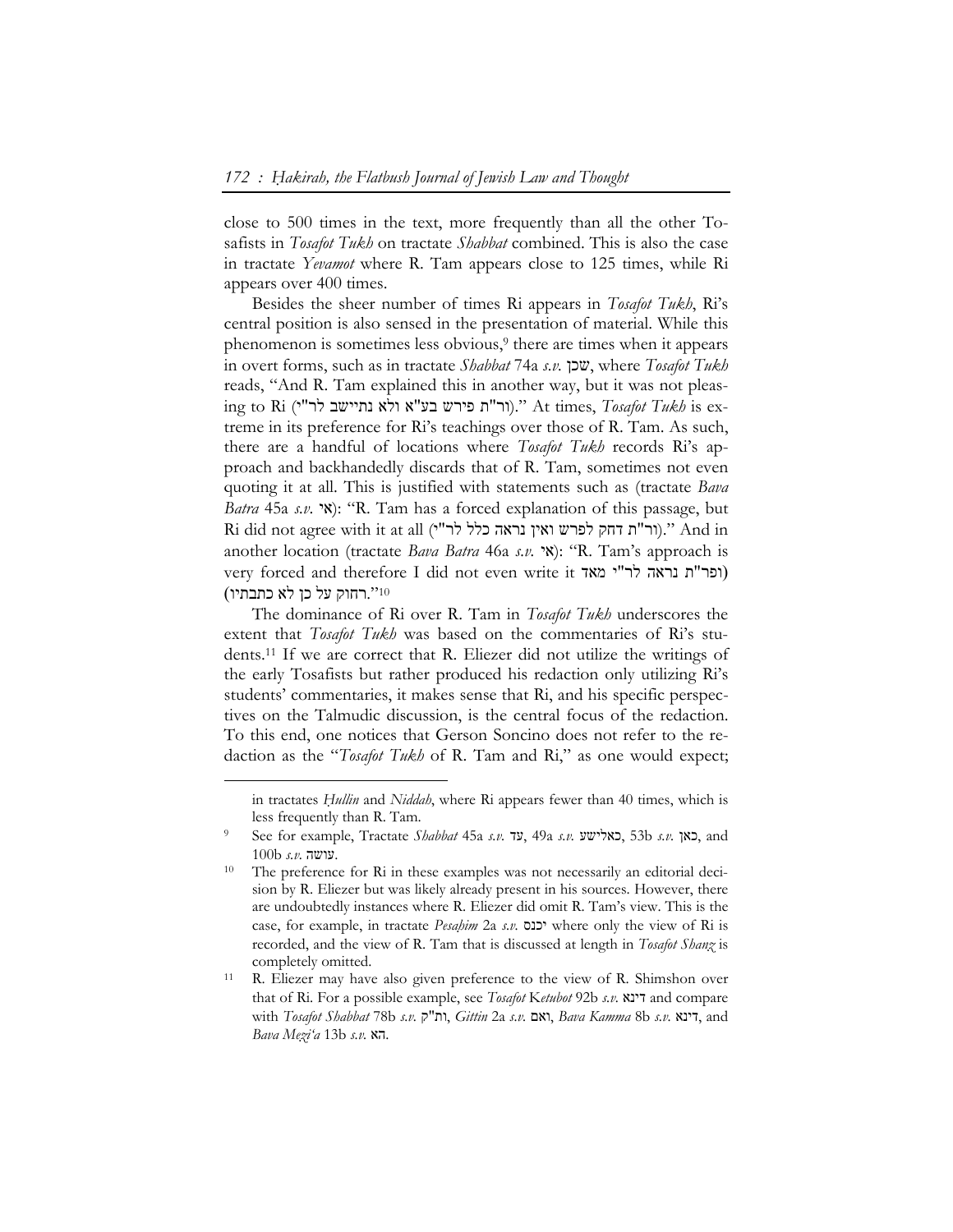close to 500 times in the text, more frequently than all the other Tosafists in *Tosafot Tukh* on tractate *Shabbat* combined. This is also the case in tractate *Yevamot* where R. Tam appears close to 125 times, while Ri appears over 400 times.

Besides the sheer number of times Ri appears in *Tosafot Tukh*, Ri's central position is also sensed in the presentation of material. While this phenomenon is sometimes less obvious,[9] there are times when it appears in overt forms, such as in tractate *Shabbat* 74a *s.v.* שכן, where *Tosafot Tukh* reads, "And R. Tam explained this in another way, but it was not pleasing to Ri (ור"ת פירש בע"א ולא נתיישב לר"י)." At times, *Tosafot Tukh* is extreme in its preference for Ri's teachings over those of R. Tam. As such, there are a handful of locations where *Tosafot Tukh* records Ri's approach and backhandedly discards that of R. Tam, sometimes not even quoting it at all. This is justified with statements such as (tractate *Bava Batra* 45a *s.v.* אי): "R. Tam has a forced explanation of this passage, but Ri did not agree with it at all (ור"ת דחק לפרש ואין נראה כלל לר"י)." And in another location (tractate *Bava Batra* 46a *s.v.* אי): "R. Tam's approach is very forced and therefore I did not even write it (ופר"ת נראה לר"י מאד רחוק על כן לא כתבתיו)."[10]

The dominance of Ri over R. Tam in *Tosafot Tukh* underscores the extent that *Tosafot Tukh* was based on the commentaries of Ri's students.[11] If we are correct that R. Eliezer did not utilize the writings of the early Tosafists but rather produced his redaction only utilizing Ri's students' commentaries, it makes sense that Ri, and his specific perspectives on the Talmudic discussion, is the central focus of the redaction. To this end, one notices that Gerson Soncino does not refer to the redaction as the "*Tosafot Tukh* of R. Tam and Ri," as one would expect;

---

in tractates *Ḥullin* and *Niddah*, where Ri appears fewer than 40 times, which is less frequently than R. Tam.

[9] See for example, Tractate *Shabbat* 45a *s.v.* עד, 49a *s.v.* כאלישע, 53b *s.v.* כאן, and 100b *s.v.* עושה.

[10] The preference for Ri in these examples was not necessarily an editorial decision by R. Eliezer but was likely already present in his sources. However, there are undoubtedly instances where R. Eliezer did omit R. Tam's view. This is the case, for example, in tractate *Pesaḥim* 2a *s.v.* יכנס where only the view of Ri is recorded, and the view of R. Tam that is discussed at length in *Tosafot Shanz* is completely omitted.

[11] R. Eliezer may have also given preference to the view of R. Shimshon over that of Ri. For a possible example, see *Tosafot Ketubot* 92b *s.v.* דינא and compare with *Tosafot Shabbat* 78b *s.v.* ות"ק, *Gittin* 2a *s.v.* ואם, *Bava Kamma* 8b *s.v.* דינא, and *Bava Mezi'a* 13b *s.v.* הא.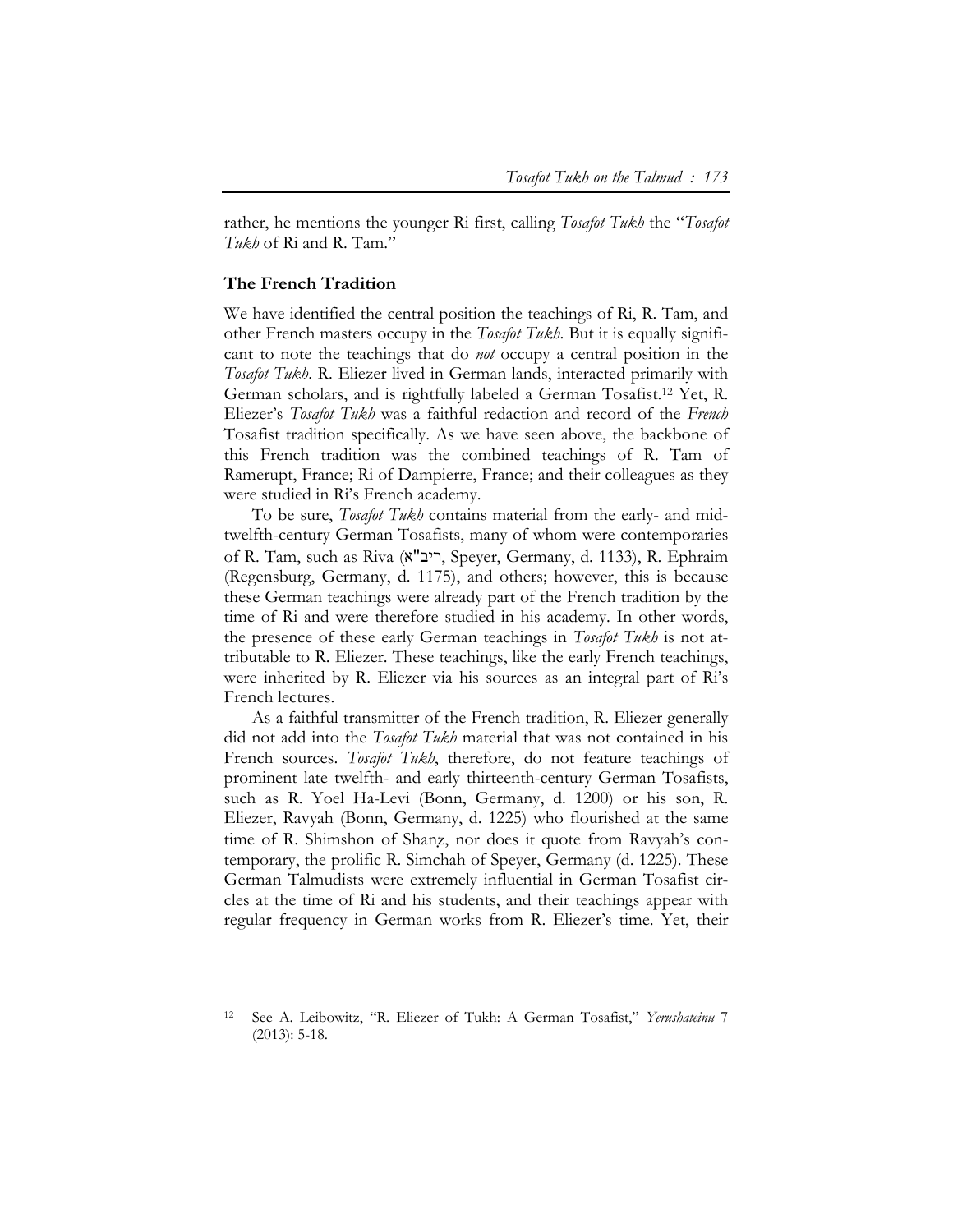rather, he mentions the younger Ri first, calling *Tosafot Tukh* the "*Tosafot Tukh* of Ri and R. Tam."

## The French Tradition

We have identified the central position the teachings of Ri, R. Tam, and other French masters occupy in the *Tosafot Tukh*. But it is equally significant to note the teachings that do *not* occupy a central position in the *Tosafot Tukh*. R. Eliezer lived in German lands, interacted primarily with German scholars, and is rightfully labeled a German Tosafist.[12] Yet, R. Eliezer's *Tosafot Tukh* was a faithful redaction and record of the *French* Tosafist tradition specifically. As we have seen above, the backbone of this French tradition was the combined teachings of R. Tam of Ramerupt, France; Ri of Dampierre, France; and their colleagues as they were studied in Ri's French academy.

To be sure, *Tosafot Tukh* contains material from the early- and mid-twelfth-century German Tosafists, many of whom were contemporaries of R. Tam, such as Riva (ריב"א, Speyer, Germany, d. 1133), R. Ephraim (Regensburg, Germany, d. 1175), and others; however, this is because these German teachings were already part of the French tradition by the time of Ri and were therefore studied in his academy. In other words, the presence of these early German teachings in *Tosafot Tukh* is not attributable to R. Eliezer. These teachings, like the early French teachings, were inherited by R. Eliezer via his sources as an integral part of Ri's French lectures.

As a faithful transmitter of the French tradition, R. Eliezer generally did not add into the *Tosafot Tukh* material that was not contained in his French sources. *Tosafot Tukh*, therefore, do not feature teachings of prominent late twelfth- and early thirteenth-century German Tosafists, such as R. Yoel Ha-Levi (Bonn, Germany, d. 1200) or his son, R. Eliezer, Ravyah (Bonn, Germany, d. 1225) who flourished at the same time of R. Shimshon of Shanẓ, nor does it quote from Ravyah's contemporary, the prolific R. Simchah of Speyer, Germany (d. 1225). These German Talmudists were extremely influential in German Tosafist circles at the time of Ri and his students, and their teachings appear with regular frequency in German works from R. Eliezer's time. Yet, their

[12] See A. Leibowitz, "R. Eliezer of Tukh: A German Tosafist," *Yerushateinu* 7 (2013): 5-18.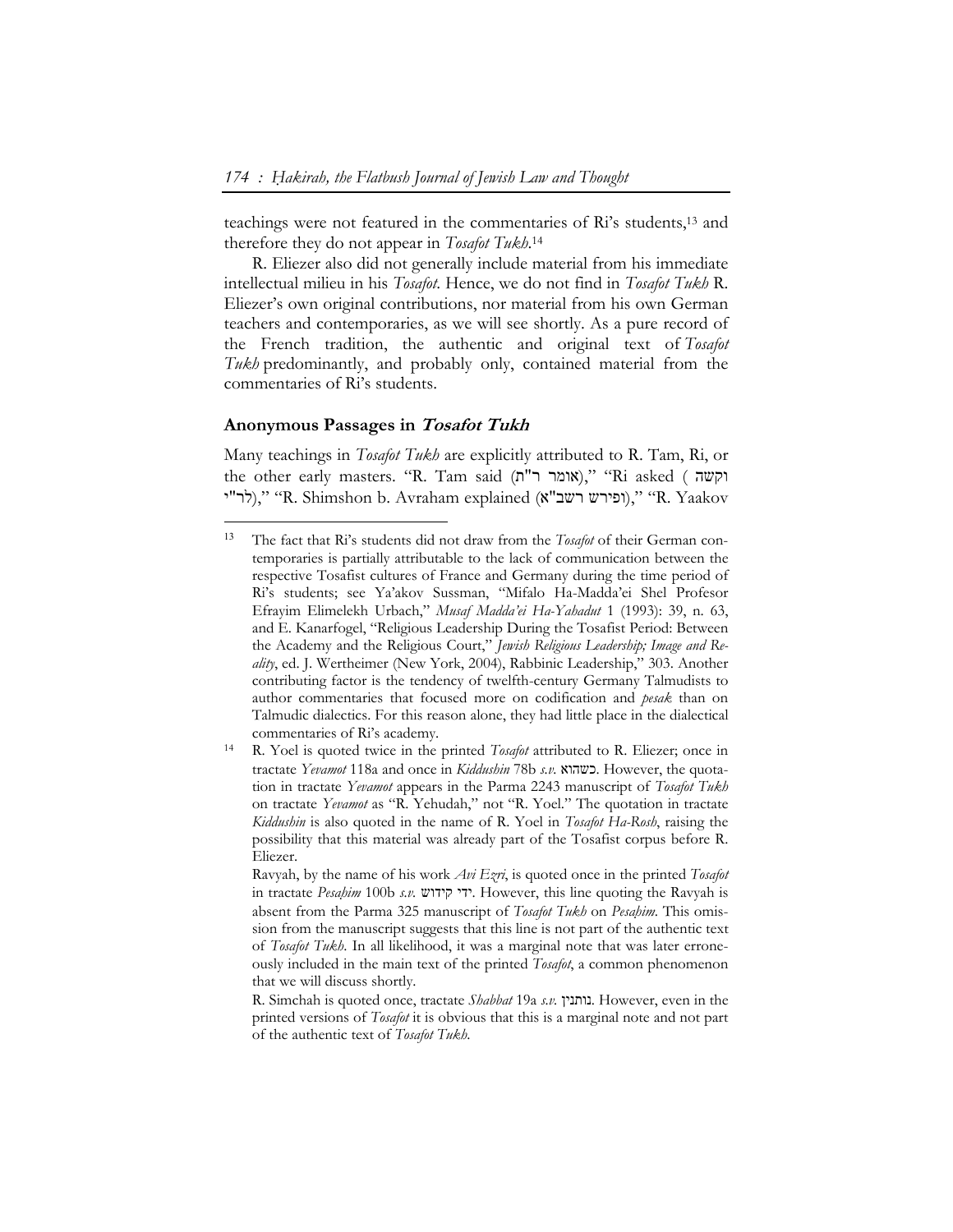teachings were not featured in the commentaries of Ri's students,[13] and therefore they do not appear in *Tosafot Tukh*.[14]

R. Eliezer also did not generally include material from his immediate intellectual milieu in his *Tosafot*. Hence, we do not find in *Tosafot Tukh* R. Eliezer's own original contributions, nor material from his own German teachers and contemporaries, as we will see shortly. As a pure record of the French tradition, the authentic and original text of *Tosafot Tukh* predominantly, and probably only, contained material from the commentaries of Ri's students.

### Anonymous Passages in *Tosafot Tukh*

Many teachings in *Tosafot Tukh* are explicitly attributed to R. Tam, Ri, or the other early masters. "R. Tam said (אומר ר"ת)," "Ri asked (וקשה לר"י)," "R. Shimshon b. Avraham explained (ופירש רשב"א)," "R. Yaakov

---

[13] The fact that Ri's students did not draw from the *Tosafot* of their German contemporaries is partially attributable to the lack of communication between the respective Tosafist cultures of France and Germany during the time period of Ri's students; see Ya'akov Sussman, "Mifalo Ha-Madda'ei Shel Profesor Efrayim Elimelekh Urbach," *Musaf Madda'ei Ha-Yahadut* 1 (1993): 39, n. 63, and E. Kanarfogel, "Religious Leadership During the Tosafist Period: Between the Academy and the Religious Court," *Jewish Religious Leadership; Image and Reality*, ed. J. Wertheimer (New York, 2004), Rabbinic Leadership," 303. Another contributing factor is the tendency of twelfth-century Germany Talmudists to author commentaries that focused more on codification and *pesak* than on Talmudic dialectics. For this reason alone, they had little place in the dialectical commentaries of Ri's academy.

[14] R. Yoel is quoted twice in the printed *Tosafot* attributed to R. Eliezer; once in tractate *Yevamot* 118a and once in *Kiddushin* 78b *s.v.* כשהוא. However, the quotation in tractate *Yevamot* appears in the Parma 2243 manuscript of *Tosafot Tukh* on tractate *Yevamot* as "R. Yehudah," not "R. Yoel." The quotation in tractate *Kiddushin* is also quoted in the name of R. Yoel in *Tosafot Ha-Rosh*, raising the possibility that this material was already part of the Tosafist corpus before R. Eliezer.

Ravyah, by the name of his work *Avi Ezri*, is quoted once in the printed *Tosafot* in tractate *Pesaḥim* 100b *s.v.* ידי קידוש. However, this line quoting the Ravyah is absent from the Parma 325 manuscript of *Tosafot Tukh* on *Pesaḥim*. This omission from the manuscript suggests that this line is not part of the authentic text of *Tosafot Tukh*. In all likelihood, it was a marginal note that was later erroneously included in the main text of the printed *Tosafot*, a common phenomenon that we will discuss shortly.

R. Simchah is quoted once, tractate *Shabbat* 19a *s.v.* נותנין. However, even in the printed versions of *Tosafot* it is obvious that this is a marginal note and not part of the authentic text of *Tosafot Tukh*.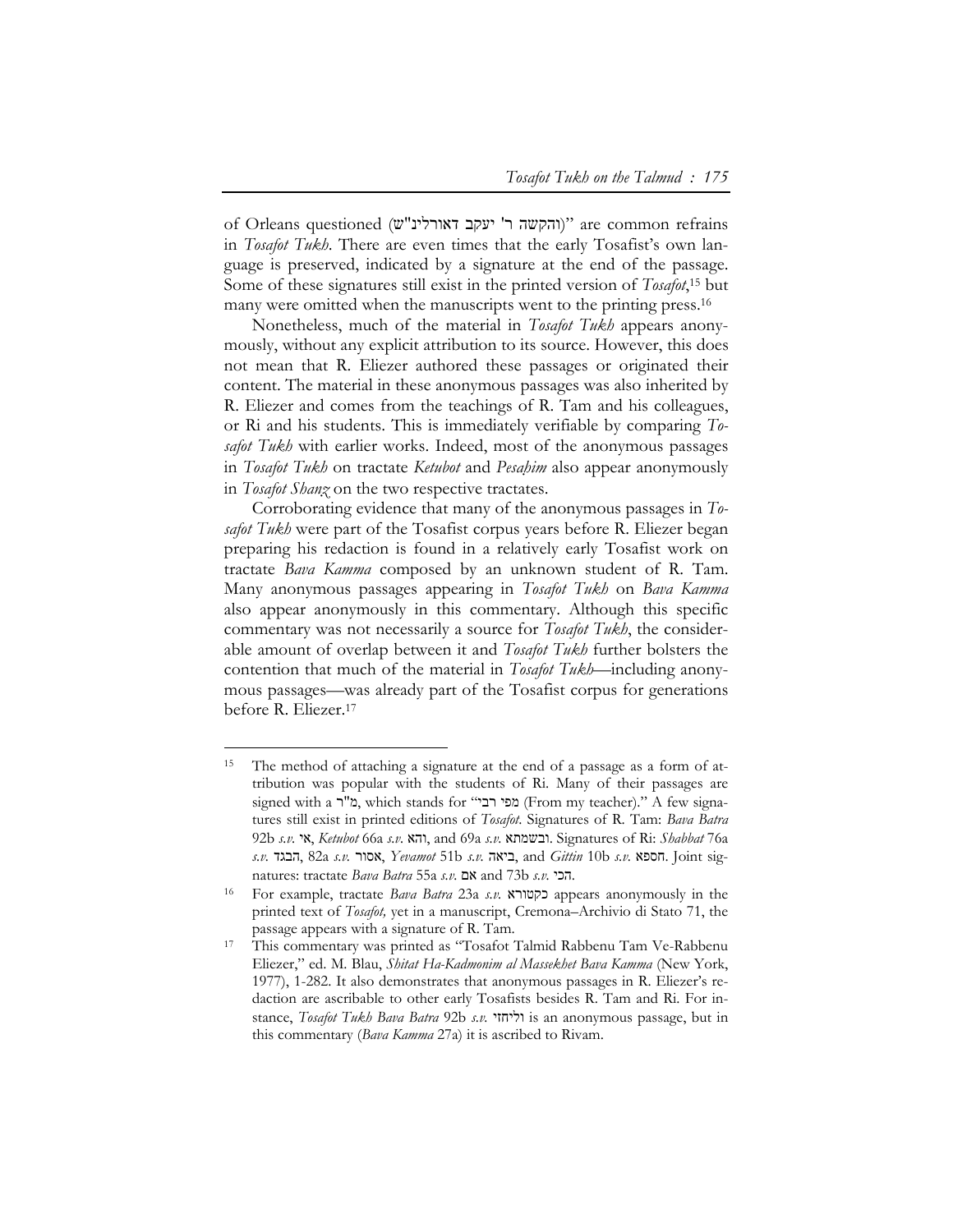of Orleans questioned (והקשה ר' יעקב דאורלינ"ש)" are common refrains in *Tosafot Tukh*. There are even times that the early Tosafist's own language is preserved, indicated by a signature at the end of the passage. Some of these signatures still exist in the printed version of *Tosafot*,[15] but many were omitted when the manuscripts went to the printing press.[16]

Nonetheless, much of the material in *Tosafot Tukh* appears anonymously, without any explicit attribution to its source. However, this does not mean that R. Eliezer authored these passages or originated their content. The material in these anonymous passages was also inherited by R. Eliezer and comes from the teachings of R. Tam and his colleagues, or Ri and his students. This is immediately verifiable by comparing *Tosafot Tukh* with earlier works. Indeed, most of the anonymous passages in *Tosafot Tukh* on tractate *Ketubot* and *Pesaḥim* also appear anonymously in *Tosafot Shanz* on the two respective tractates.

Corroborating evidence that many of the anonymous passages in *Tosafot Tukh* were part of the Tosafist corpus years before R. Eliezer began preparing his redaction is found in a relatively early Tosafist work on tractate *Bava Kamma* composed by an unknown student of R. Tam. Many anonymous passages appearing in *Tosafot Tukh* on *Bava Kamma* also appear anonymously in this commentary. Although this specific commentary was not necessarily a source for *Tosafot Tukh*, the considerable amount of overlap between it and *Tosafot Tukh* further bolsters the contention that much of the material in *Tosafot Tukh*—including anonymous passages—was already part of the Tosafist corpus for generations before R. Eliezer.[17]

---

[15] The method of attaching a signature at the end of a passage as a form of attribution was popular with the students of Ri. Many of their passages are signed with a מ"ר, which stands for "מפי רבי (From my teacher)." A few signatures still exist in printed editions of *Tosafot*. Signatures of R. Tam: *Bava Batra* 92b *s.v.* אי, *Ketubot* 66a *s.v.* והא, and 69a *s.v.* ובשמתא. Signatures of Ri: *Shabbat* 76a *s.v.* הבגד, 82a *s.v.* אסור, *Yevamot* 51b *s.v.* ביאה, and *Gittin* 10b *s.v.* חספא. Joint signatures: tractate *Bava Batra* 55a *s.v.* אם and 73b *s.v.* הכי.

[16] For example, tractate *Bava Batra* 23a *s.v.* כקטורא appears anonymously in the printed text of *Tosafot,* yet in a manuscript, Cremona–Archivio di Stato 71, the passage appears with a signature of R. Tam.

[17] This commentary was printed as "Tosafot Talmid Rabbenu Tam Ve-Rabbenu Eliezer," ed. M. Blau, *Shitat Ha-Kadmonim al Massekhet Bava Kamma* (New York, 1977), 1-282. It also demonstrates that anonymous passages in R. Eliezer's redaction are ascribable to other early Tosafists besides R. Tam and Ri. For instance, *Tosafot Tukh Bava Batra* 92b *s.v.* וליחזי is an anonymous passage, but in this commentary (*Bava Kamma* 27a) it is ascribed to Rivam.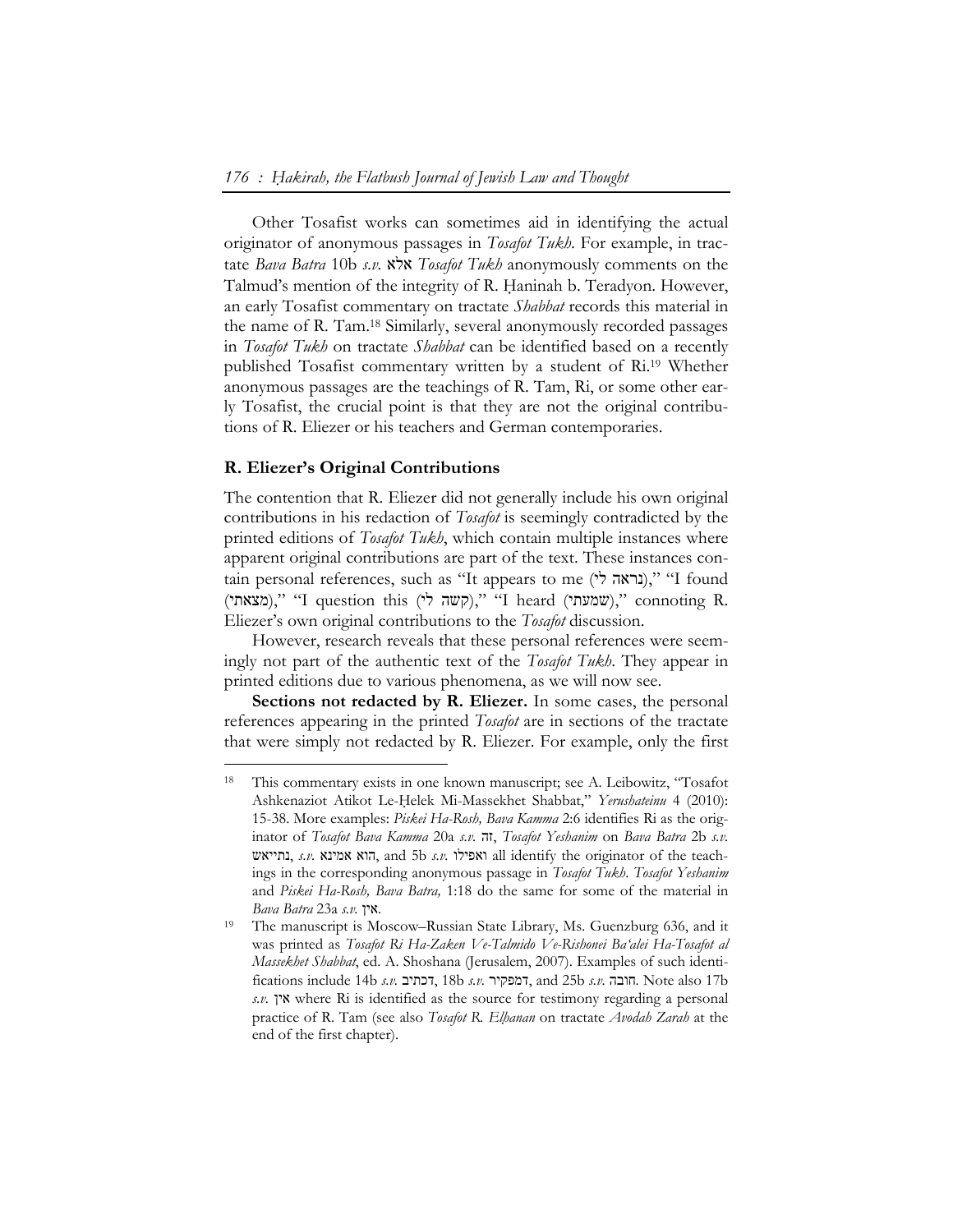Other Tosafist works can sometimes aid in identifying the actual originator of anonymous passages in *Tosafot Tukh*. For example, in tractate *Bava Batra* 10b *s.v.* אלא *Tosafot Tukh* anonymously comments on the Talmud's mention of the integrity of R. Ḥaninah b. Teradyon. However, an early Tosafist commentary on tractate *Shabbat* records this material in the name of R. Tam.[18] Similarly, several anonymously recorded passages in *Tosafot Tukh* on tractate *Shabbat* can be identified based on a recently published Tosafist commentary written by a student of Ri.[19] Whether anonymous passages are the teachings of R. Tam, Ri, or some other early Tosafist, the crucial point is that they are not the original contributions of R. Eliezer or his teachers and German contemporaries.

## R. Eliezer's Original Contributions

The contention that R. Eliezer did not generally include his own original contributions in his redaction of *Tosafot* is seemingly contradicted by the printed editions of *Tosafot Tukh*, which contain multiple instances where apparent original contributions are part of the text. These instances contain personal references, such as "It appears to me (נראה לי)," "I found (מצאתי)," "I question this (קשה לי)," "I heard (שמעתי)," connoting R. Eliezer's own original contributions to the *Tosafot* discussion.

However, research reveals that these personal references were seemingly not part of the authentic text of the *Tosafot Tukh*. They appear in printed editions due to various phenomena, as we will now see.

**Sections not redacted by R. Eliezer.** In some cases, the personal references appearing in the printed *Tosafot* are in sections of the tractate that were simply not redacted by R. Eliezer. For example, only the first

---

[18] This commentary exists in one known manuscript; see A. Leibowitz, "Tosafot Ashkenaziot Atikot Le-Ḥelek Mi-Massekhet Shabbat," *Yerushateinu* 4 (2010): 15-38. More examples: *Piskei Ha-Rosh, Bava Kamma* 2:6 identifies Ri as the originator of *Tosafot Bava Kamma* 20a *s.v.* זה, *Tosafot Yeshanim* on *Bava Batra* 2b *s.v.* נתייאש, *s.v.* הוא אמינא, and 5b *s.v.* ואפילו all identify the originator of the teachings in the corresponding anonymous passage in *Tosafot Tukh*. *Tosafot Yeshanim* and *Piskei Ha-Rosh, Bava Batra,* 1:18 do the same for some of the material in *Bava Batra* 23a *s.v.* אין.

[19] The manuscript is Moscow–Russian State Library, Ms. Guenzburg 636, and it was printed as *Tosafot Ri Ha-Zaken Ve-Talmido Ve-Rishonei Ba'alei Ha-Tosafot al Massekhet Shabbat*, ed. A. Shoshana (Jerusalem, 2007). Examples of such identifications include 14b *s.v.* דכתיב, 18b *s.v.* דמפקיר, and 25b *s.v.* חובה. Note also 17b *s.v.* אין where Ri is identified as the source for testimony regarding a personal practice of R. Tam (see also *Tosafot R. Elḥanan* on tractate *Avodah Zarah* at the end of the first chapter).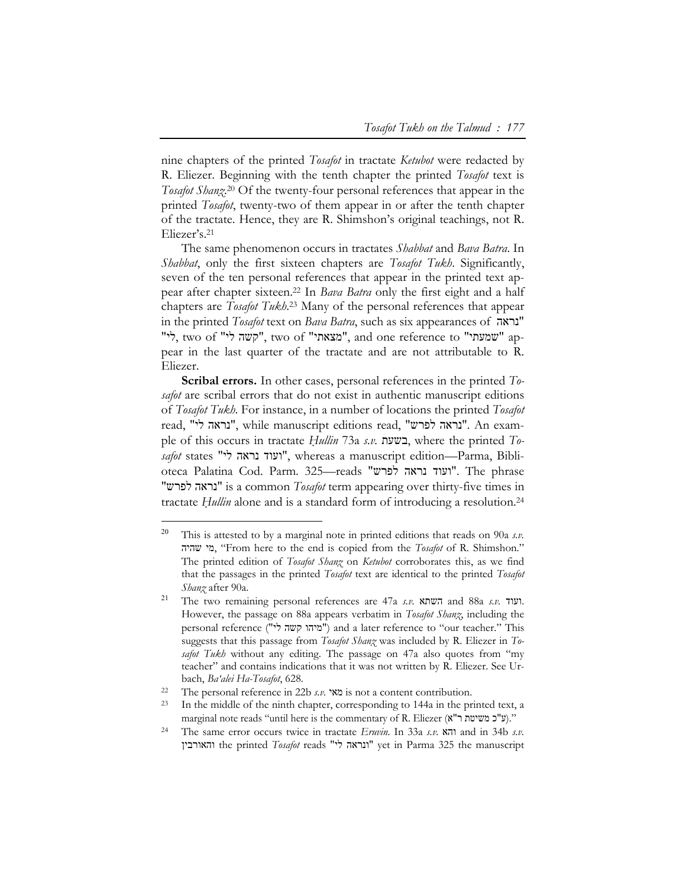nine chapters of the printed *Tosafot* in tractate *Ketubot* were redacted by R. Eliezer. Beginning with the tenth chapter the printed *Tosafot* text is *Tosafot Shanz*.[20] Of the twenty-four personal references that appear in the printed *Tosafot*, twenty-two of them appear in or after the tenth chapter of the tractate. Hence, they are R. Shimshon's original teachings, not R. Eliezer's.[21]

The same phenomenon occurs in tractates *Shabbat* and *Bava Batra*. In *Shabbat*, only the first sixteen chapters are *Tosafot Tukh*. Significantly, seven of the ten personal references that appear in the printed text appear after chapter sixteen.[22] In *Bava Batra* only the first eight and a half chapters are *Tosafot Tukh*.[23] Many of the personal references that appear in the printed *Tosafot* text on *Bava Batra*, such as six appearances of "נראה לי", two of "קשה לי", two of "מצאתי", and one reference to "שמעתי" appear in the last quarter of the tractate and are not attributable to R. Eliezer.

**Scribal errors.** In other cases, personal references in the printed *Tosafot* are scribal errors that do not exist in authentic manuscript editions of *Tosafot Tukh*. For instance, in a number of locations the printed *Tosafot* read, "נראה לי", while manuscript editions read, "נראה לפרש". An example of this occurs in tractate *Ḥullin* 73a *s.v.* בשעת, where the printed *Tosafot* states "ועוד נראה לי", whereas a manuscript edition—Parma, Biblioteca Palatina Cod. Parm. 325—reads "ועוד נראה לפרש". The phrase "נראה לפרש" is a common *Tosafot* term appearing over thirty-five times in tractate *Ḥullin* alone and is a standard form of introducing a resolution.[24]

---

[20] This is attested to by a marginal note in printed editions that reads on 90a *s.v.* מי שהיה, "From here to the end is copied from the *Tosafot* of R. Shimshon." The printed edition of *Tosafot Shanz* on *Ketubot* corroborates this, as we find that the passages in the printed *Tosafot* text are identical to the printed *Tosafot Shanz* after 90a.

[21] The two remaining personal references are 47a *s.v.* השתא and 88a *s.v.* ועוד. However, the passage on 88a appears verbatim in *Tosafot Shanz*, including the personal reference ("מיהו קשה לי") and a later reference to "our teacher." This suggests that this passage from *Tosafot Shanz* was included by R. Eliezer in *Tosafot Tukh* without any editing. The passage on 47a also quotes from "my teacher" and contains indications that it was not written by R. Eliezer. See Urbach, *Ba'alei Ha-Tosafot*, 628.

[22] The personal reference in 22b *s.v.* מאי is not a content contribution.

[23] In the middle of the ninth chapter, corresponding to 144a in the printed text, a marginal note reads "until here is the commentary of R. Eliezer (ע"כ משיטת ר"א)."

[24] The same error occurs twice in tractate *Eruvin*. In 33a *s.v.* והא and in 34b *s.v.* והאורבין the printed *Tosafot* reads "ונראה לי" yet in Parma 325 the manuscript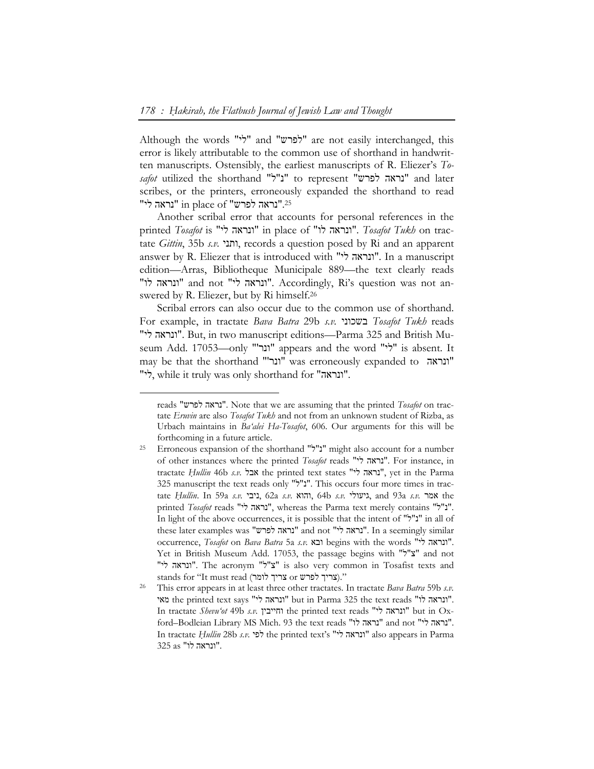Although the words "לי" and "לפרש" are not easily interchanged, this error is likely attributable to the common use of shorthand in handwritten manuscripts. Ostensibly, the earliest manuscripts of R. Eliezer's *Tosafot* utilized the shorthand "נ"ל" to represent "נראה לפרש" and later scribes, or the printers, erroneously expanded the shorthand to read "נראה לי" in place of "נראה לפרש".[25]

Another scribal error that accounts for personal references in the printed *Tosafot* is "ונראה לי" in place of "ונראה לו". *Tosafot Tukh* on tractate *Gittin*, 35b *s.v.* ותני, records a question posed by Ri and an apparent answer by R. Eliezer that is introduced with "ונראה לי". In a manuscript edition—Arras, Bibliotheque Municipale 889—the text clearly reads "ונראה לו" and not "ונראה לי". Accordingly, Ri's question was not answered by R. Eliezer, but by Ri himself.[26]

Scribal errors can also occur due to the common use of shorthand. For example, in tractate *Bava Batra* 29b *s.v.* בשכוני *Tosafot Tukh* reads "ונראה לי". But, in two manuscript editions—Parma 325 and British Museum Add. 17053—only "ונר'" appears and the word "לי" is absent. It may be that the shorthand "ונר'" was erroneously expanded to "ונראה לי", while it truly was only shorthand for "ונראה".

---

reads "נראה לפרש". Note that we are assuming that the printed *Tosafot* on tractate *Eruvin* are also *Tosafot Tukh* and not from an unknown student of Rizba, as Urbach maintains in *Ba'alei Ha-Tosafot*, 606. Our arguments for this will be forthcoming in a future article.

[25] Erroneous expansion of the shorthand "נ"ל" might also account for a number of other instances where the printed *Tosafot* reads "נראה לי". For instance, in tractate *Ḥullin* 46b *s.v.* אבל the printed text states "נראה לי", yet in the Parma 325 manuscript the text reads only "נ"ל". This occurs four more times in tractate *Ḥullin*. In 59a *s.v.* ניבי, 62a *s.v.* והוא, 64b *s.v.* גיעולי, and 93a *s.v.* אמר the printed *Tosafot* reads "נראה לי", whereas the Parma text merely contains "נ"ל". In light of the above occurrences, it is possible that the intent of "נ"ל" in all of these later examples was "נראה לפרש" and not "נראה לי". In a seemingly similar occurrence, *Tosafot* on *Bava Batra* 5a *s.v.* ובא begins with the words "ונראה לי". Yet in British Museum Add. 17053, the passage begins with "צ"ל" and not "ונראה לי". The acronym "צ"ל" is also very common in Tosafist texts and stands for "It must read (צריך לפרש or צריך לומר)."

[26] This error appears in at least three other tractates. In tractate *Bava Batra* 59b *s.v.* מאי the printed text says "ונראה לי" but in Parma 325 the text reads "ונראה לו". In tractate *Shevu'ot* 49b *s.v.* וחייבין the printed text reads "ונראה לי" but in Oxford–Bodleian Library MS Mich. 93 the text reads "נראה לו" and not "נראה לי". In tractate *Ḥullin* 28b *s.v.* לפי the printed text's "ונראה לי" also appears in Parma 325 as "ונראה לו".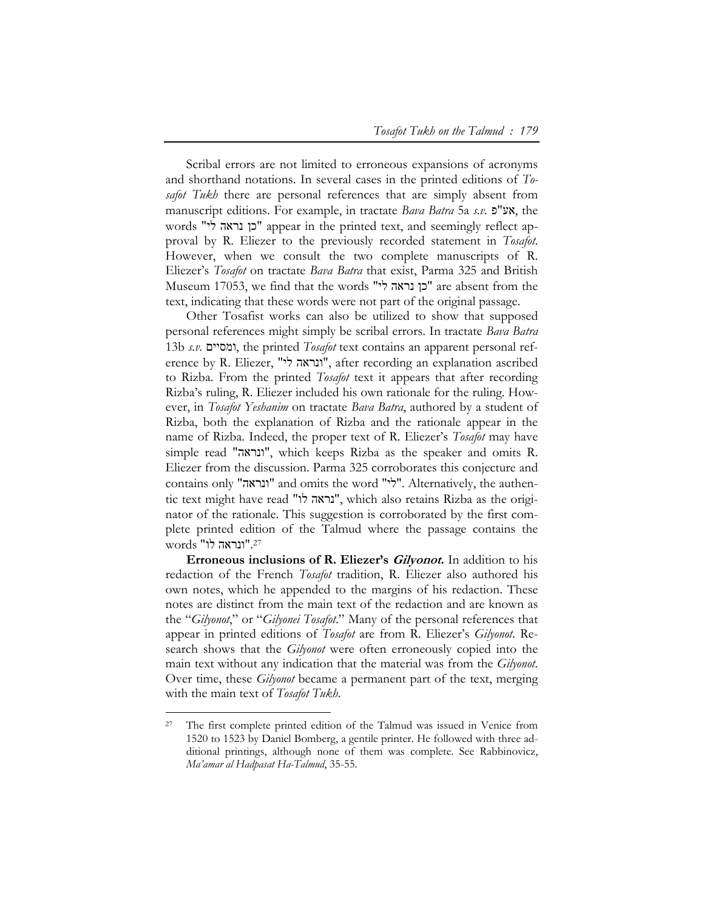Scribal errors are not limited to erroneous expansions of acronyms and shorthand notations. In several cases in the printed editions of *Tosafot Tukh* there are personal references that are simply absent from manuscript editions. For example, in tractate *Bava Batra* 5a *s.v.* אע"פ, the words "כן נראה לי" appear in the printed text, and seemingly reflect approval by R. Eliezer to the previously recorded statement in *Tosafot*. However, when we consult the two complete manuscripts of R. Eliezer's *Tosafot* on tractate *Bava Batra* that exist, Parma 325 and British Museum 17053, we find that the words "כן נראה לי" are absent from the text, indicating that these words were not part of the original passage.

Other Tosafist works can also be utilized to show that supposed personal references might simply be scribal errors. In tractate *Bava Batra* 13b *s.v.* ומסיים, the printed *Tosafot* text contains an apparent personal reference by R. Eliezer, "ונראה לי", after recording an explanation ascribed to Rizba. From the printed *Tosafot* text it appears that after recording Rizba's ruling, R. Eliezer included his own rationale for the ruling. However, in *Tosafot Yeshanim* on tractate *Bava Batra*, authored by a student of Rizba, both the explanation of Rizba and the rationale appear in the name of Rizba. Indeed, the proper text of R. Eliezer's *Tosafot* may have simple read "ונראה", which keeps Rizba as the speaker and omits R. Eliezer from the discussion. Parma 325 corroborates this conjecture and contains only "ונראה" and omits the word "לי". Alternatively, the authentic text might have read "נראה לו", which also retains Rizba as the originator of the rationale. This suggestion is corroborated by the first complete printed edition of the Talmud where the passage contains the words "ונראה לו".[27]

**Erroneous inclusions of R. Eliezer's *Gilyonot*.** In addition to his redaction of the French *Tosafot* tradition, R. Eliezer also authored his own notes, which he appended to the margins of his redaction. These notes are distinct from the main text of the redaction and are known as the "*Gilyonot*," or "*Gilyonei Tosafot*." Many of the personal references that appear in printed editions of *Tosafot* are from R. Eliezer's *Gilyonot*. Research shows that the *Gilyonot* were often erroneously copied into the main text without any indication that the material was from the *Gilyonot*. Over time, these *Gilyonot* became a permanent part of the text, merging with the main text of *Tosafot Tukh*.

---

[27] The first complete printed edition of the Talmud was issued in Venice from 1520 to 1523 by Daniel Bomberg, a gentile printer. He followed with three additional printings, although none of them was complete. See Rabbinovicz, *Ma'amar al Hadpasat Ha-Talmud*, 35-55.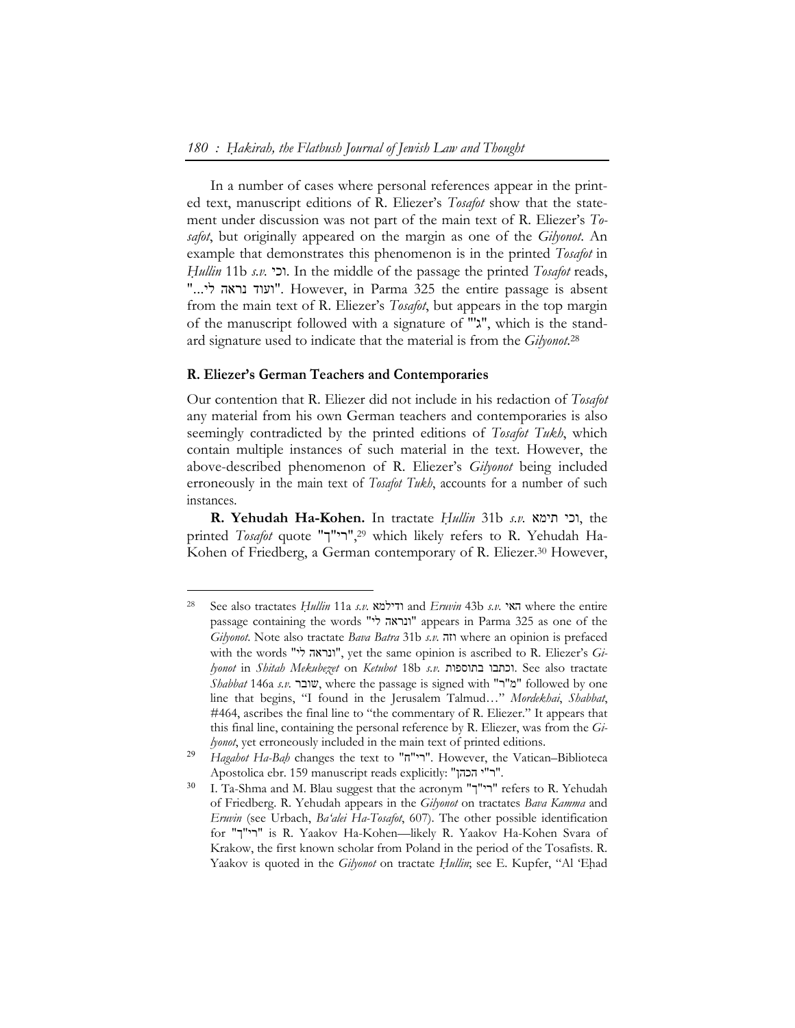In a number of cases where personal references appear in the printed text, manuscript editions of R. Eliezer's *Tosafot* show that the statement under discussion was not part of the main text of R. Eliezer's *Tosafot*, but originally appeared on the margin as one of the *Gilyonot*. An example that demonstrates this phenomenon is in the printed *Tosafot* in *Ḥullin* 11b *s.v.* וכי. In the middle of the passage the printed *Tosafot* reads, "ועוד נראה לי...". However, in Parma 325 the entire passage is absent from the main text of R. Eliezer's *Tosafot*, but appears in the top margin of the manuscript followed with a signature of "ג'", which is the standard signature used to indicate that the material is from the *Gilyonot*.[28]

## R. Eliezer's German Teachers and Contemporaries

Our contention that R. Eliezer did not include in his redaction of *Tosafot* any material from his own German teachers and contemporaries is also seemingly contradicted by the printed editions of *Tosafot Tukh*, which contain multiple instances of such material in the text. However, the above-described phenomenon of R. Eliezer's *Gilyonot* being included erroneously in the main text of *Tosafot Tukh*, accounts for a number of such instances.

**R. Yehudah Ha-Kohen.** In tractate *Ḥullin* 31b *s.v.* וכי תימא, the printed *Tosafot* quote "רי"ך",[29] which likely refers to R. Yehudah Ha-Kohen of Friedberg, a German contemporary of R. Eliezer.[30] However,

---

[28] See also tractates *Ḥullin* 11a *s.v.* ודילמא and *Eruvin* 43b *s.v.* האי where the entire passage containing the words "ונראה לי" appears in Parma 325 as one of the *Gilyonot*. Note also tractate *Bava Batra* 31b *s.v.* וזה where an opinion is prefaced with the words "ונראה לי", yet the same opinion is ascribed to R. Eliezer's *Gilyonot* in *Shitah Mekubezet* on *Ketubot* 18b *s.v.* וכתבו בתוספות. See also tractate *Shabbat* 146a *s.v.* שובר, where the passage is signed with "מ"ר" followed by one line that begins, "I found in the Jerusalem Talmud…" *Mordekhai*, *Shabbat*, #464, ascribes the final line to "the commentary of R. Eliezer." It appears that this final line, containing the personal reference by R. Eliezer, was from the *Gilyonot*, yet erroneously included in the main text of printed editions.

[29] *Hagahot Ha-Baḥ* changes the text to "רי"ח". However, the Vatican–Biblioteca Apostolica ebr. 159 manuscript reads explicitly: "ר"י הכהן".

[30] I. Ta-Shma and M. Blau suggest that the acronym "רי"ך" refers to R. Yehudah of Friedberg. R. Yehudah appears in the *Gilyonot* on tractates *Bava Kamma* and *Eruvin* (see Urbach, *Ba'alei Ha-Tosafot*, 607). The other possible identification for "רי"ך" is R. Yaakov Ha-Kohen—likely R. Yaakov Ha-Kohen Svara of Krakow, the first known scholar from Poland in the period of the Tosafists. R. Yaakov is quoted in the *Gilyonot* on tractate *Ḥullin*; see E. Kupfer, "Al 'Eḥad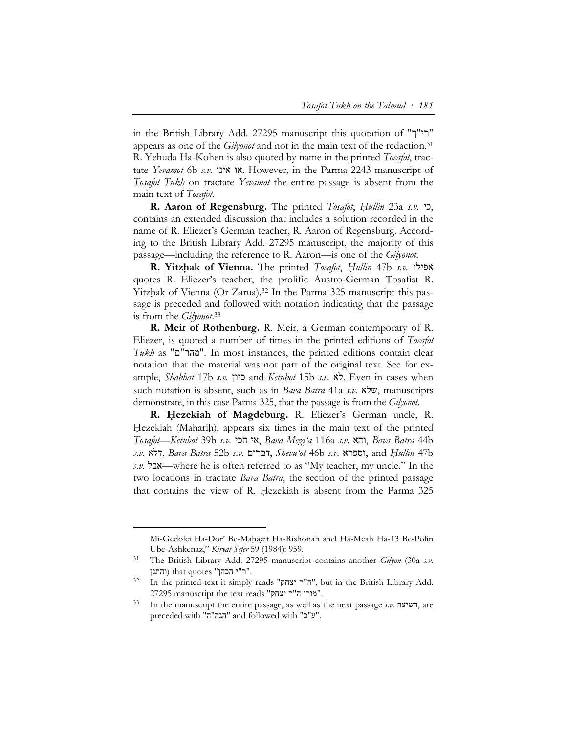in the British Library Add. 27295 manuscript this quotation of "רי"ך" appears as one of the *Gilyonot* and not in the main text of the redaction.[31] R. Yehuda Ha-Kohen is also quoted by name in the printed *Tosafot*, tractate *Yevamot* 6b *s.v.* או אינו. However, in the Parma 2243 manuscript of *Tosafot Tukh* on tractate *Yevamot* the entire passage is absent from the main text of *Tosafot*.

**R. Aaron of Regensburg.** The printed *Tosafot*, *Ḥullin* 23a *s.v.* כי, contains an extended discussion that includes a solution recorded in the name of R. Eliezer's German teacher, R. Aaron of Regensburg. According to the British Library Add. 27295 manuscript, the majority of this passage—including the reference to R. Aaron—is one of the *Gilyonot*.

**R. Yitzḥak of Vienna.** The printed *Tosafot*, *Ḥullin* 47b *s.v.* אפילו quotes R. Eliezer's teacher, the prolific Austro-German Tosafist R. Yitzḥak of Vienna (Or Zarua).[32] In the Parma 325 manuscript this passage is preceded and followed with notation indicating that the passage is from the *Gilyonot*.[33]

**R. Meir of Rothenburg.** R. Meir, a German contemporary of R. Eliezer, is quoted a number of times in the printed editions of *Tosafot Tukh* as "מהר"ם". In most instances, the printed editions contain clear notation that the material was not part of the original text. See for example, *Shabbat* 17b *s.v.* כיון and *Ketubot* 15b *s.v.* לא. Even in cases when such notation is absent, such as in *Bava Batra* 41a *s.v.* שלא, manuscripts demonstrate, in this case Parma 325, that the passage is from the *Gilyonot*.

**R. Ḥezekiah of Magdeburg.** R. Eliezer's German uncle, R. Ḥezekiah (Mahariḥ), appears six times in the main text of the printed *Tosafot*—*Ketubot* 39b *s.v.* אי הכי, *Bava Mezi'a* 116a *s.v.* והא, *Bava Batra* 44b *s.v.* דלא, *Bava Batra* 52b *s.v.* דברים, *Shevu'ot* 46b *s.v.* וספרא, and *Ḥullin* 47b *s.v.* אבל—where he is often referred to as "My teacher, my uncle." In the two locations in tractate *Bava Batra*, the section of the printed passage that contains the view of R. Ḥezekiah is absent from the Parma 325

---

Mi-Gedolei Ha-Dor' Be-Maḥazit Ha-Rishonah shel Ha-Meah Ha-13 Be-Polin Ube-Ashkenaz," *Kiryat Sefer* 59 (1984): 959.

[31] The British Library Add. 27295 manuscript contains another *Gilyon* (30a *s.v.* והתנן) that quotes "ר"י הכהן".

[32] In the printed text it simply reads "ה"ר יצחק", but in the British Library Add. 27295 manuscript the text reads "מורי ה"ר יצחק".

[33] In the manuscript the entire passage, as well as the next passage *s.v.* דשיעה, are preceded with "הגה"ה" and followed with "ע"כ".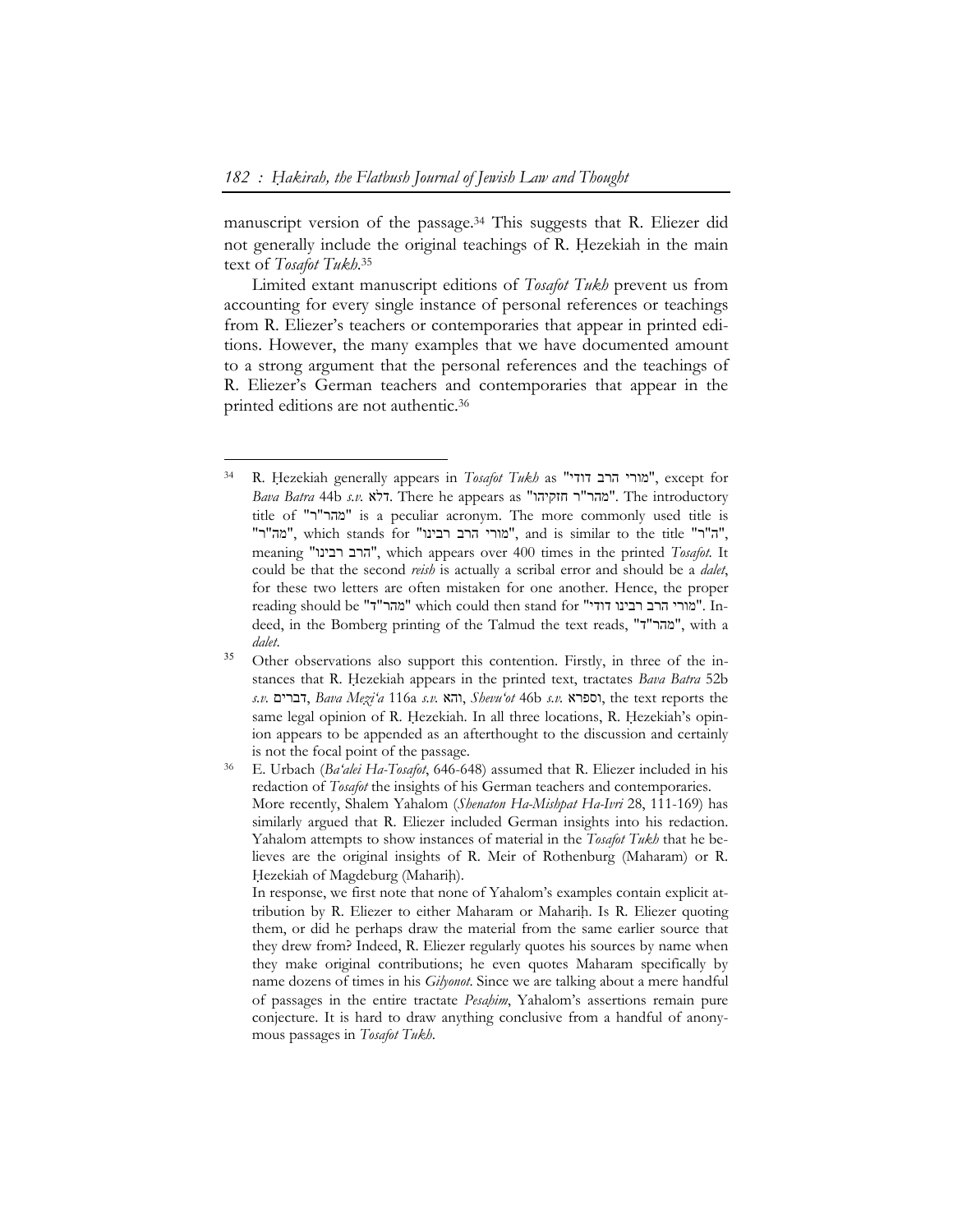manuscript version of the passage.[34] This suggests that R. Eliezer did not generally include the original teachings of R. Ḥezekiah in the main text of *Tosafot Tukh*.[35]

Limited extant manuscript editions of *Tosafot Tukh* prevent us from accounting for every single instance of personal references or teachings from R. Eliezer's teachers or contemporaries that appear in printed editions. However, the many examples that we have documented amount to a strong argument that the personal references and the teachings of R. Eliezer's German teachers and contemporaries that appear in the printed editions are not authentic.[36]

---

[34] R. Ḥezekiah generally appears in *Tosafot Tukh* as "מורי הרב דודי", except for *Bava Batra* 44b *s.v.* דלא. There he appears as "מהר"ר חזקיהו". The introductory title of "מהר"ר" is a peculiar acronym. The more commonly used title is "מה"ר", which stands for "מורי הרב רבינו", and is similar to the title "ה"ר", meaning "הרב רבינו", which appears over 400 times in the printed *Tosafot*. It could be that the second *reish* is actually a scribal error and should be a *dalet*, for these two letters are often mistaken for one another. Hence, the proper reading should be "מהר"ד" which could then stand for "מורי הרב רבינו דודי". Indeed, in the Bomberg printing of the Talmud the text reads, "מהר"ד", with a *dalet*.

[35] Other observations also support this contention. Firstly, in three of the instances that R. Ḥezekiah appears in the printed text, tractates *Bava Batra* 52b *s.v.* דברים, *Bava Mezi'a* 116a *s.v.* והא, *Shevu'ot* 46b *s.v.* וספרא, the text reports the same legal opinion of R. Ḥezekiah. In all three locations, R. Ḥezekiah's opinion appears to be appended as an afterthought to the discussion and certainly is not the focal point of the passage.

[36] E. Urbach (*Ba'alei Ha-Tosafot*, 646-648) assumed that R. Eliezer included in his redaction of *Tosafot* the insights of his German teachers and contemporaries.
More recently, Shalem Yahalom (*Shenaton Ha-Mishpat Ha-Ivri* 28, 111-169) has similarly argued that R. Eliezer included German insights into his redaction. Yahalom attempts to show instances of material in the *Tosafot Tukh* that he believes are the original insights of R. Meir of Rothenburg (Maharam) or R. Ḥezekiah of Magdeburg (Mahariḥ).
In response, we first note that none of Yahalom's examples contain explicit attribution by R. Eliezer to either Maharam or Mahariḥ. Is R. Eliezer quoting them, or did he perhaps draw the material from the same earlier source that they drew from? Indeed, R. Eliezer regularly quotes his sources by name when they make original contributions; he even quotes Maharam specifically by name dozens of times in his *Gilyonot*. Since we are talking about a mere handful of passages in the entire tractate *Pesaḥim*, Yahalom's assertions remain pure conjecture. It is hard to draw anything conclusive from a handful of anonymous passages in *Tosafot Tukh*.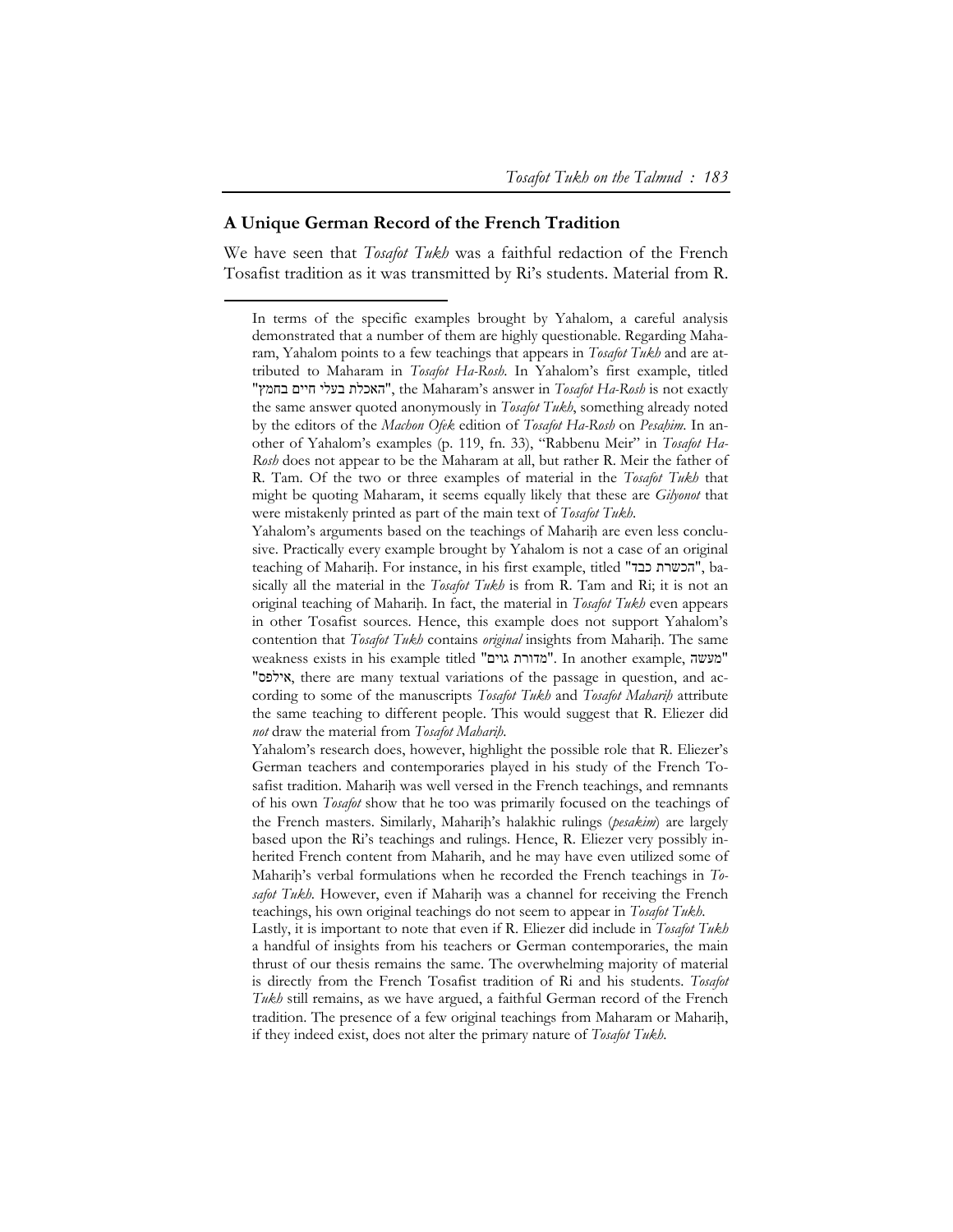## A Unique German Record of the French Tradition

We have seen that *Tosafot Tukh* was a faithful redaction of the French Tosafist tradition as it was transmitted by Ri's students. Material from R.

---

In terms of the specific examples brought by Yahalom, a careful analysis demonstrated that a number of them are highly questionable. Regarding Maharam, Yahalom points to a few teachings that appears in *Tosafot Tukh* and are attributed to Maharam in *Tosafot Ha-Rosh*. In Yahalom's first example, titled "האכלת בעלי חיים בחמץ", the Maharam's answer in *Tosafot Ha-Rosh* is not exactly the same answer quoted anonymously in *Tosafot Tukh*, something already noted by the editors of the *Machon Ofek* edition of *Tosafot Ha-Rosh* on *Pesaḥim*. In another of Yahalom's examples (p. 119, fn. 33), "Rabbenu Meir" in *Tosafot Ha-Rosh* does not appear to be the Maharam at all, but rather R. Meir the father of R. Tam. Of the two or three examples of material in the *Tosafot Tukh* that might be quoting Maharam, it seems equally likely that these are *Gilyonot* that were mistakenly printed as part of the main text of *Tosafot Tukh*.

Yahalom's arguments based on the teachings of Mahariḥ are even less conclusive. Practically every example brought by Yahalom is not a case of an original teaching of Mahariḥ. For instance, in his first example, titled "הכשרת כבד", basically all the material in the *Tosafot Tukh* is from R. Tam and Ri; it is not an original teaching of Mahariḥ. In fact, the material in *Tosafot Tukh* even appears in other Tosafist sources. Hence, this example does not support Yahalom's contention that *Tosafot Tukh* contains *original* insights from Mahariḥ. The same weakness exists in his example titled "מדורת גוים". In another example, "מעשה אילפס", there are many textual variations of the passage in question, and according to some of the manuscripts *Tosafot Tukh* and *Tosafot Mahariḥ* attribute the same teaching to different people. This would suggest that R. Eliezer did *not* draw the material from *Tosafot Mahariḥ*.

Yahalom's research does, however, highlight the possible role that R. Eliezer's German teachers and contemporaries played in his study of the French Tosafist tradition. Mahariḥ was well versed in the French teachings, and remnants of his own *Tosafot* show that he too was primarily focused on the teachings of the French masters. Similarly, Mahariḥ's halakhic rulings (*pesakim*) are largely based upon the Ri's teachings and rulings. Hence, R. Eliezer very possibly inherited French content from Maharih, and he may have even utilized some of Mahariḥ's verbal formulations when he recorded the French teachings in *Tosafot Tukh*. However, even if Mahariḥ was a channel for receiving the French teachings, his own original teachings do not seem to appear in *Tosafot Tukh*.

Lastly, it is important to note that even if R. Eliezer did include in *Tosafot Tukh* a handful of insights from his teachers or German contemporaries, the main thrust of our thesis remains the same. The overwhelming majority of material is directly from the French Tosafist tradition of Ri and his students. *Tosafot Tukh* still remains, as we have argued, a faithful German record of the French tradition. The presence of a few original teachings from Maharam or Mahariḥ, if they indeed exist, does not alter the primary nature of *Tosafot Tukh*.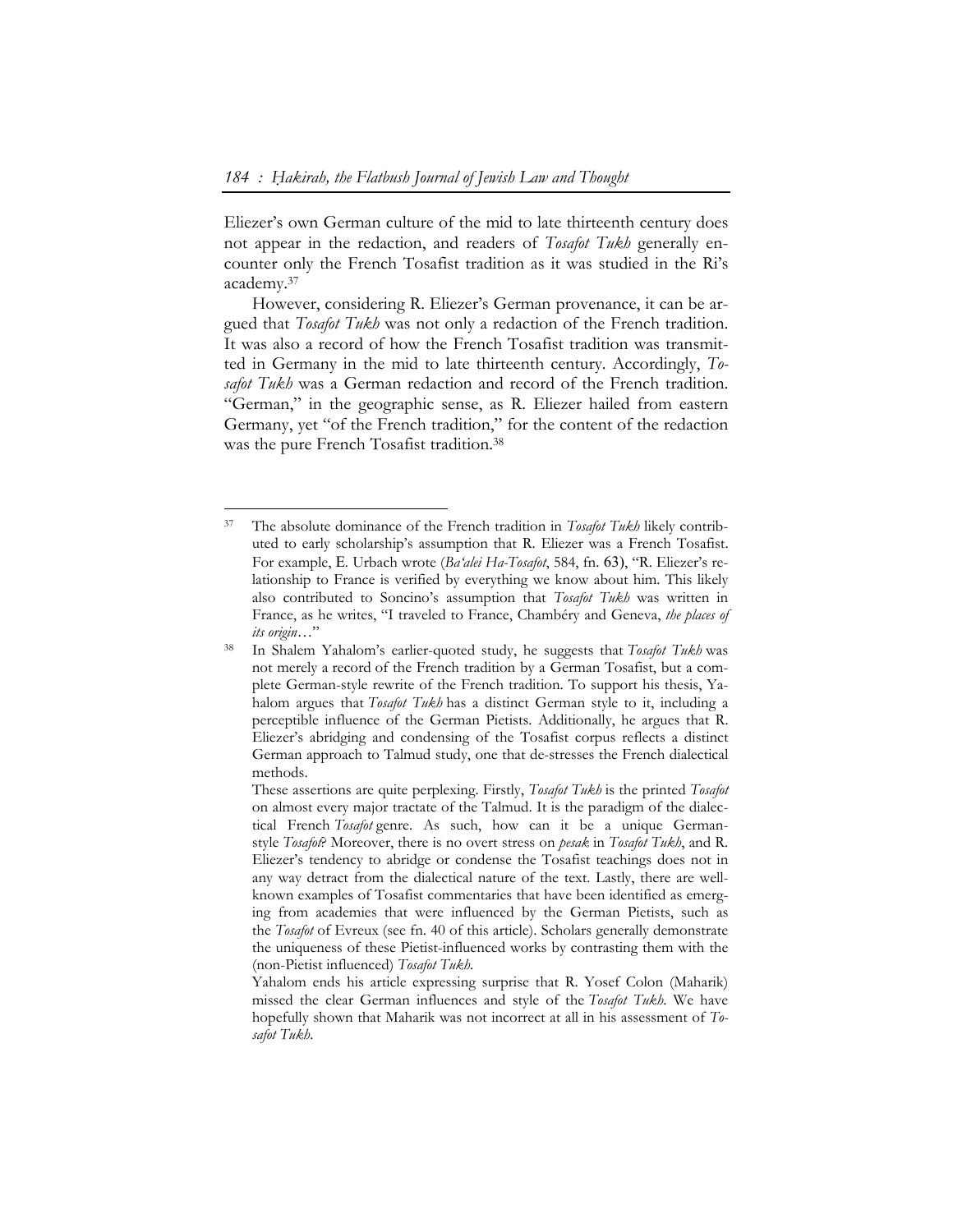Eliezer's own German culture of the mid to late thirteenth century does not appear in the redaction, and readers of *Tosafot Tukh* generally encounter only the French Tosafist tradition as it was studied in the Ri's academy.[37]

However, considering R. Eliezer's German provenance, it can be argued that *Tosafot Tukh* was not only a redaction of the French tradition. It was also a record of how the French Tosafist tradition was transmitted in Germany in the mid to late thirteenth century. Accordingly, *Tosafot Tukh* was a German redaction and record of the French tradition. "German," in the geographic sense, as R. Eliezer hailed from eastern Germany, yet "of the French tradition," for the content of the redaction was the pure French Tosafist tradition.[38]

---

[37] The absolute dominance of the French tradition in *Tosafot Tukh* likely contributed to early scholarship's assumption that R. Eliezer was a French Tosafist. For example, E. Urbach wrote (*Ba'alei Ha-Tosafot*, 584, fn. 63), "R. Eliezer's relationship to France is verified by everything we know about him. This likely also contributed to Soncino's assumption that *Tosafot Tukh* was written in France, as he writes, "I traveled to France, Chambéry and Geneva, *the places of its origin*…"

[38] In Shalem Yahalom's earlier-quoted study, he suggests that *Tosafot Tukh* was not merely a record of the French tradition by a German Tosafist, but a complete German-style rewrite of the French tradition. To support his thesis, Yahalom argues that *Tosafot Tukh* has a distinct German style to it, including a perceptible influence of the German Pietists. Additionally, he argues that R. Eliezer's abridging and condensing of the Tosafist corpus reflects a distinct German approach to Talmud study, one that de-stresses the French dialectical methods.

These assertions are quite perplexing. Firstly, *Tosafot Tukh* is the printed *Tosafot* on almost every major tractate of the Talmud. It is the paradigm of the dialectical French *Tosafot* genre. As such, how can it be a unique German-style *Tosafot*? Moreover, there is no overt stress on *pesak* in *Tosafot Tukh*, and R. Eliezer's tendency to abridge or condense the Tosafist teachings does not in any way detract from the dialectical nature of the text. Lastly, there are well-known examples of Tosafist commentaries that have been identified as emerging from academies that were influenced by the German Pietists, such as the *Tosafot* of Evreux (see fn. 40 of this article). Scholars generally demonstrate the uniqueness of these Pietist-influenced works by contrasting them with the (non-Pietist influenced) *Tosafot Tukh*.

Yahalom ends his article expressing surprise that R. Yosef Colon (Maharik) missed the clear German influences and style of the *Tosafot Tukh*. We have hopefully shown that Maharik was not incorrect at all in his assessment of *Tosafot Tukh*.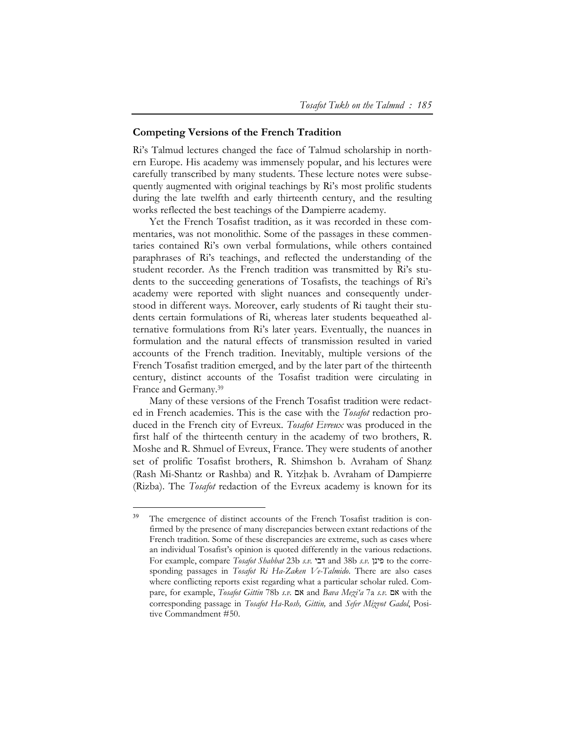## Competing Versions of the French Tradition

Ri's Talmud lectures changed the face of Talmud scholarship in northern Europe. His academy was immensely popular, and his lectures were carefully transcribed by many students. These lecture notes were subsequently augmented with original teachings by Ri's most prolific students during the late twelfth and early thirteenth century, and the resulting works reflected the best teachings of the Dampierre academy.

Yet the French Tosafist tradition, as it was recorded in these commentaries, was not monolithic. Some of the passages in these commentaries contained Ri's own verbal formulations, while others contained paraphrases of Ri's teachings, and reflected the understanding of the student recorder. As the French tradition was transmitted by Ri's students to the succeeding generations of Tosafists, the teachings of Ri's academy were reported with slight nuances and consequently understood in different ways. Moreover, early students of Ri taught their students certain formulations of Ri, whereas later students bequeathed alternative formulations from Ri's later years. Eventually, the nuances in formulation and the natural effects of transmission resulted in varied accounts of the French tradition. Inevitably, multiple versions of the French Tosafist tradition emerged, and by the later part of the thirteenth century, distinct accounts of the Tosafist tradition were circulating in France and Germany.[39]

Many of these versions of the French Tosafist tradition were redacted in French academies. This is the case with the *Tosafot* redaction produced in the French city of Evreux. *Tosafot Evreux* was produced in the first half of the thirteenth century in the academy of two brothers, R. Moshe and R. Shmuel of Evreux, France. They were students of another set of prolific Tosafist brothers, R. Shimshon b. Avraham of Shanẓ (Rash Mi-Shantz or Rashba) and R. Yitzḥak b. Avraham of Dampierre (Rizba). The *Tosafot* redaction of the Evreux academy is known for its

---

[39] The emergence of distinct accounts of the French Tosafist tradition is confirmed by the presence of many discrepancies between extant redactions of the French tradition. Some of these discrepancies are extreme, such as cases where an individual Tosafist's opinion is quoted differently in the various redactions. For example, compare *Tosafot Shabbat* 23b *s.v.* דבי and 38b *s.v.* פינן to the corresponding passages in *Tosafot Ri Ha-Zaken Ve-Talmido*. There are also cases where conflicting reports exist regarding what a particular scholar ruled. Compare, for example, *Tosafot Gittin* 78b *s.v.* אם and *Bava Mezi'a* 7a *s.v.* אם with the corresponding passage in *Tosafot Ha-Rosh, Gittin,* and *Sefer Mizvot Gadol*, Positive Commandment #50.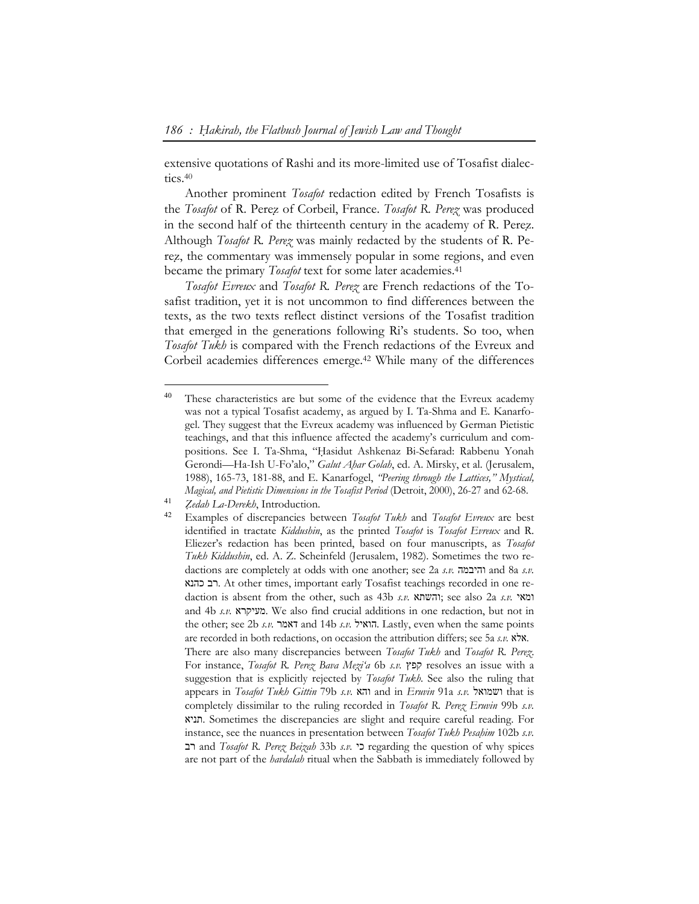extensive quotations of Rashi and its more-limited use of Tosafist dialectics.[40]

Another prominent *Tosafot* redaction edited by French Tosafists is the *Tosafot* of R. Pereẓ of Corbeil, France. *Tosafot R. Perez* was produced in the second half of the thirteenth century in the academy of R. Pereẓ. Although *Tosafot R. Perez* was mainly redacted by the students of R. Pereẓ, the commentary was immensely popular in some regions, and even became the primary *Tosafot* text for some later academies.[41]

*Tosafot Evreux* and *Tosafot R. Perez* are French redactions of the Tosafist tradition, yet it is not uncommon to find differences between the texts, as the two texts reflect distinct versions of the Tosafist tradition that emerged in the generations following Ri's students. So too, when *Tosafot Tukh* is compared with the French redactions of the Evreux and Corbeil academies differences emerge.[42] While many of the differences

---

[40] These characteristics are but some of the evidence that the Evreux academy was not a typical Tosafist academy, as argued by I. Ta-Shma and E. Kanarfogel. They suggest that the Evreux academy was influenced by German Pietistic teachings, and that this influence affected the academy's curriculum and compositions. See I. Ta-Shma, "Ḥasidut Ashkenaz Bi-Sefarad: Rabbenu Yonah Gerondi—Ha-Ish U-Fo'alo," *Galut Aḥar Golah*, ed. A. Mirsky, et al. (Jerusalem, 1988), 165-73, 181-88, and E. Kanarfogel, *"Peering through the Lattices," Mystical, Magical, and Pietistic Dimensions in the Tosafist Period* (Detroit, 2000), 26-27 and 62-68.

[41] *Ẓedah La-Derekh*, Introduction.

[42] Examples of discrepancies between *Tosafot Tukh* and *Tosafot Evreux* are best identified in tractate *Kiddushin*, as the printed *Tosafot* is *Tosafot Evreux* and R. Eliezer's redaction has been printed, based on four manuscripts, as *Tosafot Tukh Kiddushin*, ed. A. Z. Scheinfeld (Jerusalem, 1982). Sometimes the two redactions are completely at odds with one another; see 2a *s.v.* והיבמה and 8a *s.v.* רב כהנא. At other times, important early Tosafist teachings recorded in one redaction is absent from the other, such as 43b *s.v.* והשתא; see also 2a *s.v.* ומאי and 4b *s.v.* מעיקרא. We also find crucial additions in one redaction, but not in the other; see 2b *s.v.* דאמר and 14b *s.v.* הואיל. Lastly, even when the same points are recorded in both redactions, on occasion the attribution differs; see 5a *s.v.* אלא.
There are also many discrepancies between *Tosafot Tukh* and *Tosafot R. Perez*. For instance, *Tosafot R. Perez Bava Mezi'a* 6b *s.v.* קפץ resolves an issue with a suggestion that is explicitly rejected by *Tosafot Tukh*. See also the ruling that appears in *Tosafot Tukh Gittin* 79b *s.v.* והא and in *Eruvin* 91a *s.v.* ושמואל that is completely dissimilar to the ruling recorded in *Tosafot R. Perez Eruvin* 99b *s.v.* תניא. Sometimes the discrepancies are slight and require careful reading. For instance, see the nuances in presentation between *Tosafot Tukh Pesaḥim* 102b *s.v.* רב and *Tosafot R. Perez Beizah* 33b *s.v.* כי regarding the question of why spices are not part of the *havdalah* ritual when the Sabbath is immediately followed by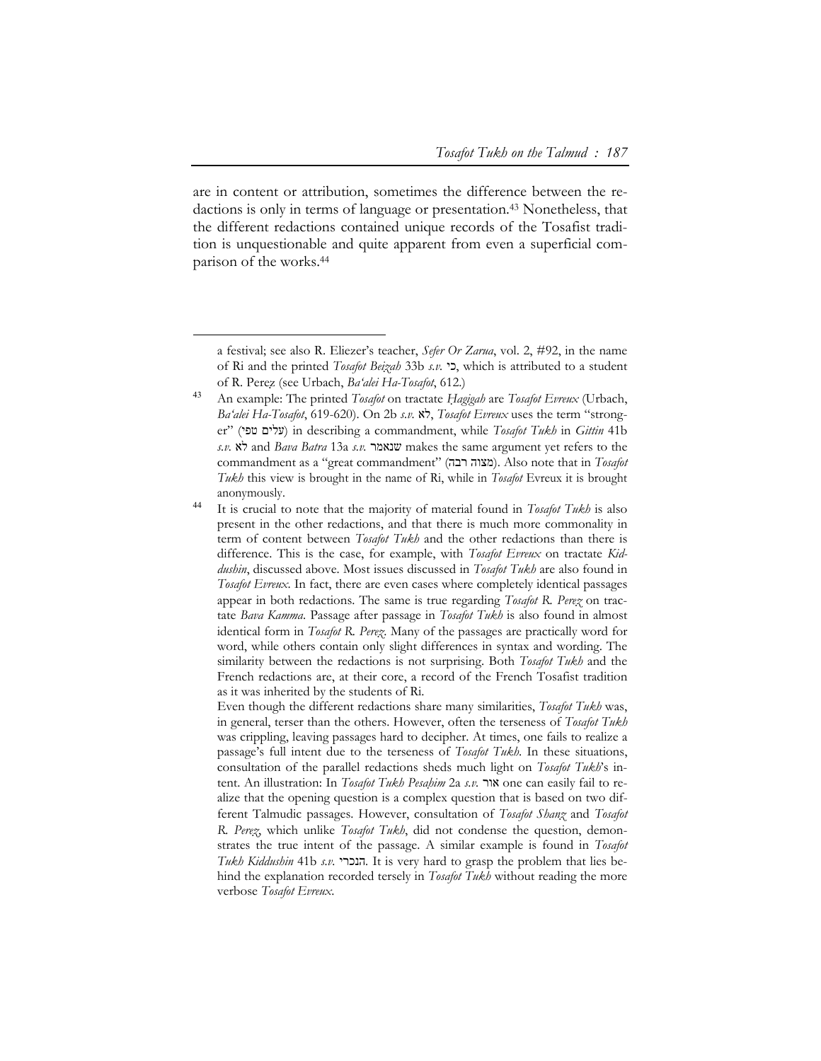are in content or attribution, sometimes the difference between the redactions is only in terms of language or presentation.[43] Nonetheless, that the different redactions contained unique records of the Tosafist tradition is unquestionable and quite apparent from even a superficial comparison of the works.[44]

---

a festival; see also R. Eliezer's teacher, *Sefer Or Zarua*, vol. 2, #92, in the name of Ri and the printed *Tosafot Beizah* 33b *s.v.* כי, which is attributed to a student of R. Perez (see Urbach, *Ba'alei Ha-Tosafot*, 612.)

[43] An example: The printed *Tosafot* on tractate *Ḥagigah* are *Tosafot Evreux* (Urbach, *Ba'alei Ha-Tosafot*, 619-620). On 2b *s.v.* לא, *Tosafot Evreux* uses the term "stronger" (עלים טפי) in describing a commandment, while *Tosafot Tukh* in *Gittin* 41b *s.v.* לא and *Bava Batra* 13a *s.v.* שנאמר makes the same argument yet refers to the commandment as a "great commandment" (מצוה רבה). Also note that in *Tosafot Tukh* this view is brought in the name of Ri, while in *Tosafot* Evreux it is brought anonymously.

[44] It is crucial to note that the majority of material found in *Tosafot Tukh* is also present in the other redactions, and that there is much more commonality in term of content between *Tosafot Tukh* and the other redactions than there is difference. This is the case, for example, with *Tosafot Evreux* on tractate *Kiddushin*, discussed above. Most issues discussed in *Tosafot Tukh* are also found in *Tosafot Evreux*. In fact, there are even cases where completely identical passages appear in both redactions. The same is true regarding *Tosafot R. Perez* on tractate *Bava Kamma*. Passage after passage in *Tosafot Tukh* is also found in almost identical form in *Tosafot R. Perez*. Many of the passages are practically word for word, while others contain only slight differences in syntax and wording. The similarity between the redactions is not surprising. Both *Tosafot Tukh* and the French redactions are, at their core, a record of the French Tosafist tradition as it was inherited by the students of Ri.

Even though the different redactions share many similarities, *Tosafot Tukh* was, in general, terser than the others. However, often the terseness of *Tosafot Tukh* was crippling, leaving passages hard to decipher. At times, one fails to realize a passage's full intent due to the terseness of *Tosafot Tukh*. In these situations, consultation of the parallel redactions sheds much light on *Tosafot Tukh*'s intent. An illustration: In *Tosafot Tukh Pesaḥim* 2a *s.v.* אור one can easily fail to realize that the opening question is a complex question that is based on two different Talmudic passages. However, consultation of *Tosafot Shanz* and *Tosafot R. Perez*, which unlike *Tosafot Tukh*, did not condense the question, demonstrates the true intent of the passage. A similar example is found in *Tosafot Tukh Kiddushin* 41b *s.v.* הנכרי. It is very hard to grasp the problem that lies behind the explanation recorded tersely in *Tosafot Tukh* without reading the more verbose *Tosafot Evreux*.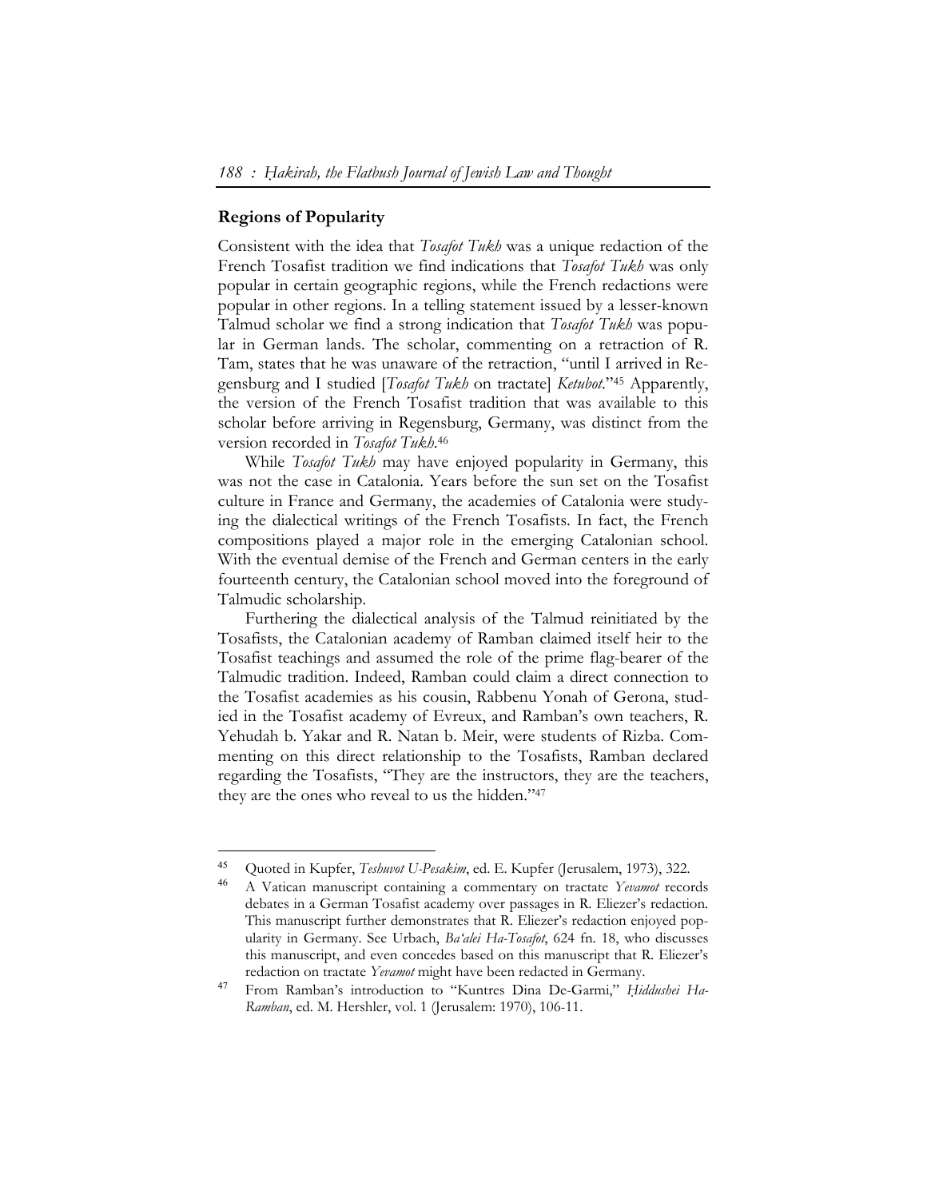## Regions of Popularity

Consistent with the idea that *Tosafot Tukh* was a unique redaction of the French Tosafist tradition we find indications that *Tosafot Tukh* was only popular in certain geographic regions, while the French redactions were popular in other regions. In a telling statement issued by a lesser-known Talmud scholar we find a strong indication that *Tosafot Tukh* was popular in German lands. The scholar, commenting on a retraction of R. Tam, states that he was unaware of the retraction, "until I arrived in Regensburg and I studied [*Tosafot Tukh* on tractate] *Ketubot*."[45] Apparently, the version of the French Tosafist tradition that was available to this scholar before arriving in Regensburg, Germany, was distinct from the version recorded in *Tosafot Tukh*.[46]

While *Tosafot Tukh* may have enjoyed popularity in Germany, this was not the case in Catalonia. Years before the sun set on the Tosafist culture in France and Germany, the academies of Catalonia were studying the dialectical writings of the French Tosafists. In fact, the French compositions played a major role in the emerging Catalonian school. With the eventual demise of the French and German centers in the early fourteenth century, the Catalonian school moved into the foreground of Talmudic scholarship.

Furthering the dialectical analysis of the Talmud reinitiated by the Tosafists, the Catalonian academy of Ramban claimed itself heir to the Tosafist teachings and assumed the role of the prime flag-bearer of the Talmudic tradition. Indeed, Ramban could claim a direct connection to the Tosafist academies as his cousin, Rabbenu Yonah of Gerona, studied in the Tosafist academy of Evreux, and Ramban's own teachers, R. Yehudah b. Yakar and R. Natan b. Meir, were students of Rizba. Commenting on this direct relationship to the Tosafists, Ramban declared regarding the Tosafists, "They are the instructors, they are the teachers, they are the ones who reveal to us the hidden."[47]

---

[45] Quoted in Kupfer, *Teshuvot U-Pesakim*, ed. E. Kupfer (Jerusalem, 1973), 322.

[46] A Vatican manuscript containing a commentary on tractate *Yevamot* records debates in a German Tosafist academy over passages in R. Eliezer's redaction. This manuscript further demonstrates that R. Eliezer's redaction enjoyed popularity in Germany. See Urbach, *Ba'alei Ha-Tosafot*, 624 fn. 18, who discusses this manuscript, and even concedes based on this manuscript that R. Eliezer's redaction on tractate *Yevamot* might have been redacted in Germany.

[47] From Ramban's introduction to "Kuntres Dina De-Garmi," *Ḥiddushei Ha-Ramban*, ed. M. Hershler, vol. 1 (Jerusalem: 1970), 106-11.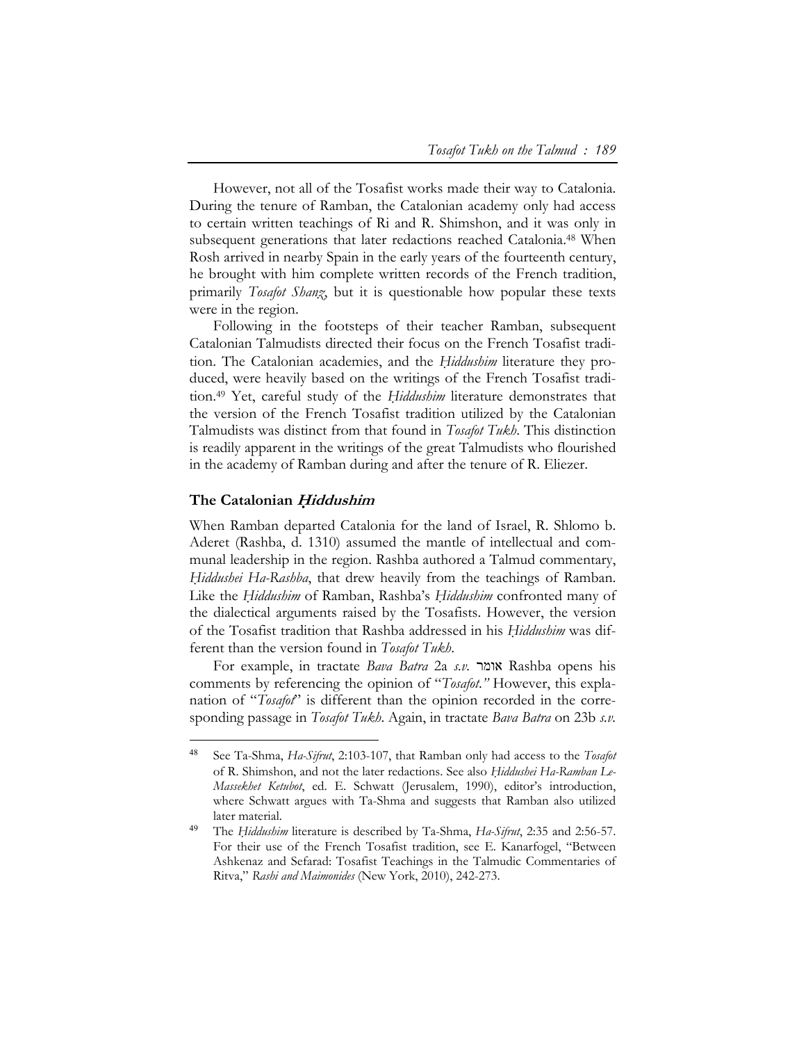However, not all of the Tosafist works made their way to Catalonia. During the tenure of Ramban, the Catalonian academy only had access to certain written teachings of Ri and R. Shimshon, and it was only in subsequent generations that later redactions reached Catalonia.[48] When Rosh arrived in nearby Spain in the early years of the fourteenth century, he brought with him complete written records of the French tradition, primarily *Tosafot Shanz*, but it is questionable how popular these texts were in the region.

Following in the footsteps of their teacher Ramban, subsequent Catalonian Talmudists directed their focus on the French Tosafist tradition. The Catalonian academies, and the *Ḥiddushim* literature they produced, were heavily based on the writings of the French Tosafist tradition.[49] Yet, careful study of the *Ḥiddushim* literature demonstrates that the version of the French Tosafist tradition utilized by the Catalonian Talmudists was distinct from that found in *Tosafot Tukh*. This distinction is readily apparent in the writings of the great Talmudists who flourished in the academy of Ramban during and after the tenure of R. Eliezer.

## The Catalonian *Ḥiddushim*

When Ramban departed Catalonia for the land of Israel, R. Shlomo b. Aderet (Rashba, d. 1310) assumed the mantle of intellectual and communal leadership in the region. Rashba authored a Talmud commentary, *Ḥiddushei Ha-Rashba*, that drew heavily from the teachings of Ramban. Like the *Ḥiddushim* of Ramban, Rashba's *Ḥiddushim* confronted many of the dialectical arguments raised by the Tosafists. However, the version of the Tosafist tradition that Rashba addressed in his *Ḥiddushim* was different than the version found in *Tosafot Tukh*.

For example, in tractate *Bava Batra* 2a *s.v.* אומר Rashba opens his comments by referencing the opinion of "*Tosafot.*" However, this explanation of "*Tosafot*" is different than the opinion recorded in the corresponding passage in *Tosafot Tukh*. Again, in tractate *Bava Batra* on 23b *s.v.*

---

[48] See Ta-Shma, *Ha-Sifrut*, 2:103-107, that Ramban only had access to the *Tosafot* of R. Shimshon, and not the later redactions. See also *Ḥiddushei Ha-Ramban Le-Massekhet Ketubot*, ed. E. Schwatt (Jerusalem, 1990), editor's introduction, where Schwatt argues with Ta-Shma and suggests that Ramban also utilized later material.

[49] The *Ḥiddushim* literature is described by Ta-Shma, *Ha-Sifrut*, 2:35 and 2:56-57. For their use of the French Tosafist tradition, see E. Kanarfogel, "Between Ashkenaz and Sefarad: Tosafist Teachings in the Talmudic Commentaries of Ritva," *Rashi and Maimonides* (New York, 2010), 242-273.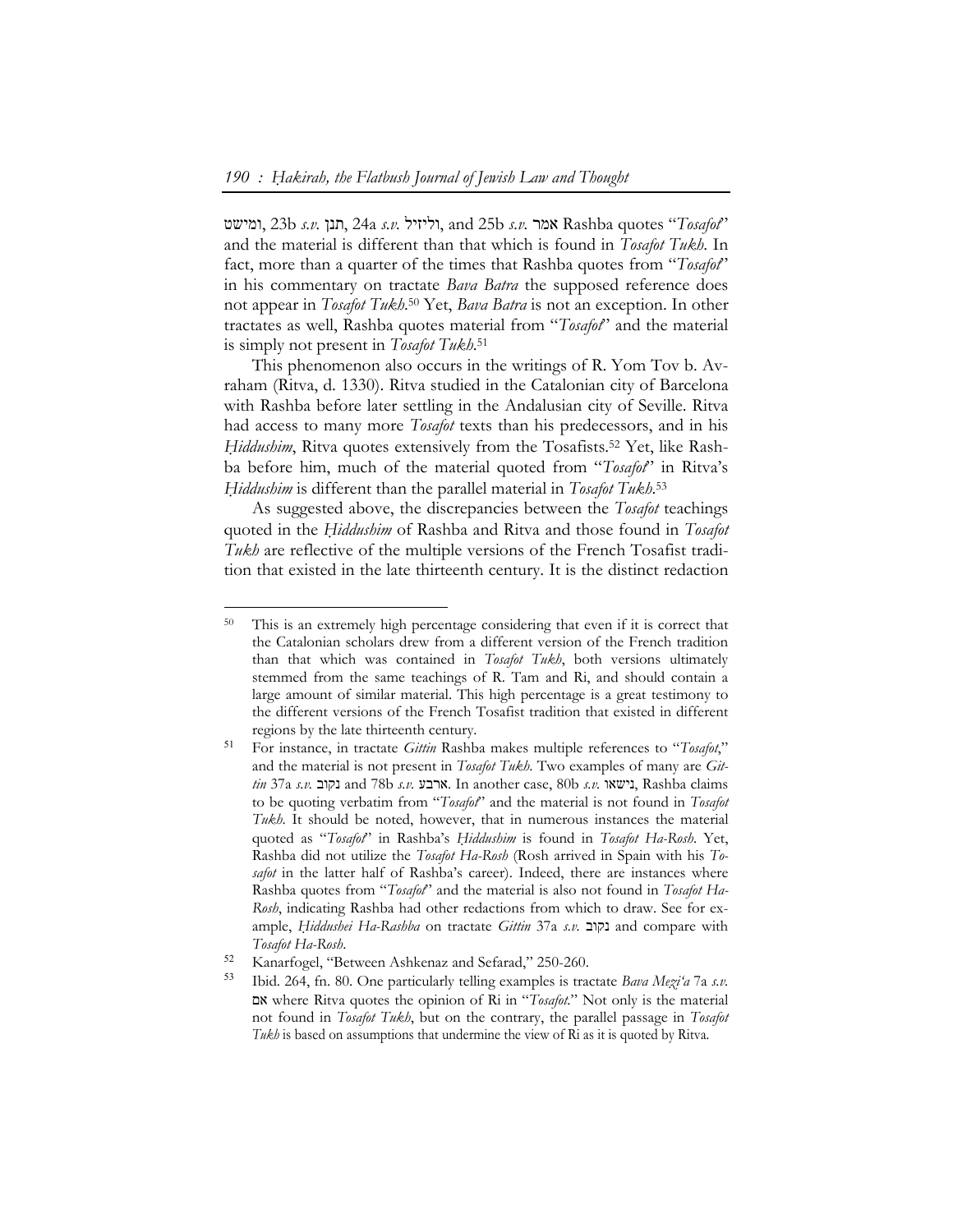ומישט, 23b *s.v.* תנן, 24a *s.v.* וליזיל, and 25b *s.v.* אמר Rashba quotes "*Tosafot*" and the material is different than that which is found in *Tosafot Tukh*. In fact, more than a quarter of the times that Rashba quotes from "*Tosafot*" in his commentary on tractate *Bava Batra* the supposed reference does not appear in *Tosafot Tukh*.[50] Yet, *Bava Batra* is not an exception. In other tractates as well, Rashba quotes material from "*Tosafot*" and the material is simply not present in *Tosafot Tukh*.[51]

This phenomenon also occurs in the writings of R. Yom Tov b. Avraham (Ritva, d. 1330). Ritva studied in the Catalonian city of Barcelona with Rashba before later settling in the Andalusian city of Seville. Ritva had access to many more *Tosafot* texts than his predecessors, and in his *Ḥiddushim*, Ritva quotes extensively from the Tosafists.[52] Yet, like Rashba before him, much of the material quoted from "*Tosafot*" in Ritva's *Ḥiddushim* is different than the parallel material in *Tosafot Tukh*.[53]

As suggested above, the discrepancies between the *Tosafot* teachings quoted in the *Ḥiddushim* of Rashba and Ritva and those found in *Tosafot Tukh* are reflective of the multiple versions of the French Tosafist tradition that existed in the late thirteenth century. It is the distinct redaction

---

[50] This is an extremely high percentage considering that even if it is correct that the Catalonian scholars drew from a different version of the French tradition than that which was contained in *Tosafot Tukh*, both versions ultimately stemmed from the same teachings of R. Tam and Ri, and should contain a large amount of similar material. This high percentage is a great testimony to the different versions of the French Tosafist tradition that existed in different regions by the late thirteenth century.

[51] For instance, in tractate *Gittin* Rashba makes multiple references to "*Tosafot*," and the material is not present in *Tosafot Tukh*. Two examples of many are *Gittin* 37a *s.v.* נקוב and 78b *s.v.* ארבע. In another case, 80b *s.v.* נישאו, Rashba claims to be quoting verbatim from "*Tosafot*" and the material is not found in *Tosafot Tukh*. It should be noted, however, that in numerous instances the material quoted as "*Tosafot*" in Rashba's *Ḥiddushim* is found in *Tosafot Ha-Rosh*. Yet, Rashba did not utilize the *Tosafot Ha-Rosh* (Rosh arrived in Spain with his *Tosafot* in the latter half of Rashba's career). Indeed, there are instances where Rashba quotes from "*Tosafot*" and the material is also not found in *Tosafot Ha-Rosh*, indicating Rashba had other redactions from which to draw. See for example, *Ḥiddushei Ha-Rashba* on tractate *Gittin* 37a *s.v.* נקוב and compare with *Tosafot Ha-Rosh*.

[52] Kanarfogel, "Between Ashkenaz and Sefarad," 250-260.

[53] Ibid. 264, fn. 80. One particularly telling examples is tractate *Bava Mezi'a* 7a *s.v.* אם where Ritva quotes the opinion of Ri in "*Tosafot*." Not only is the material not found in *Tosafot Tukh*, but on the contrary, the parallel passage in *Tosafot Tukh* is based on assumptions that undermine the view of Ri as it is quoted by Ritva.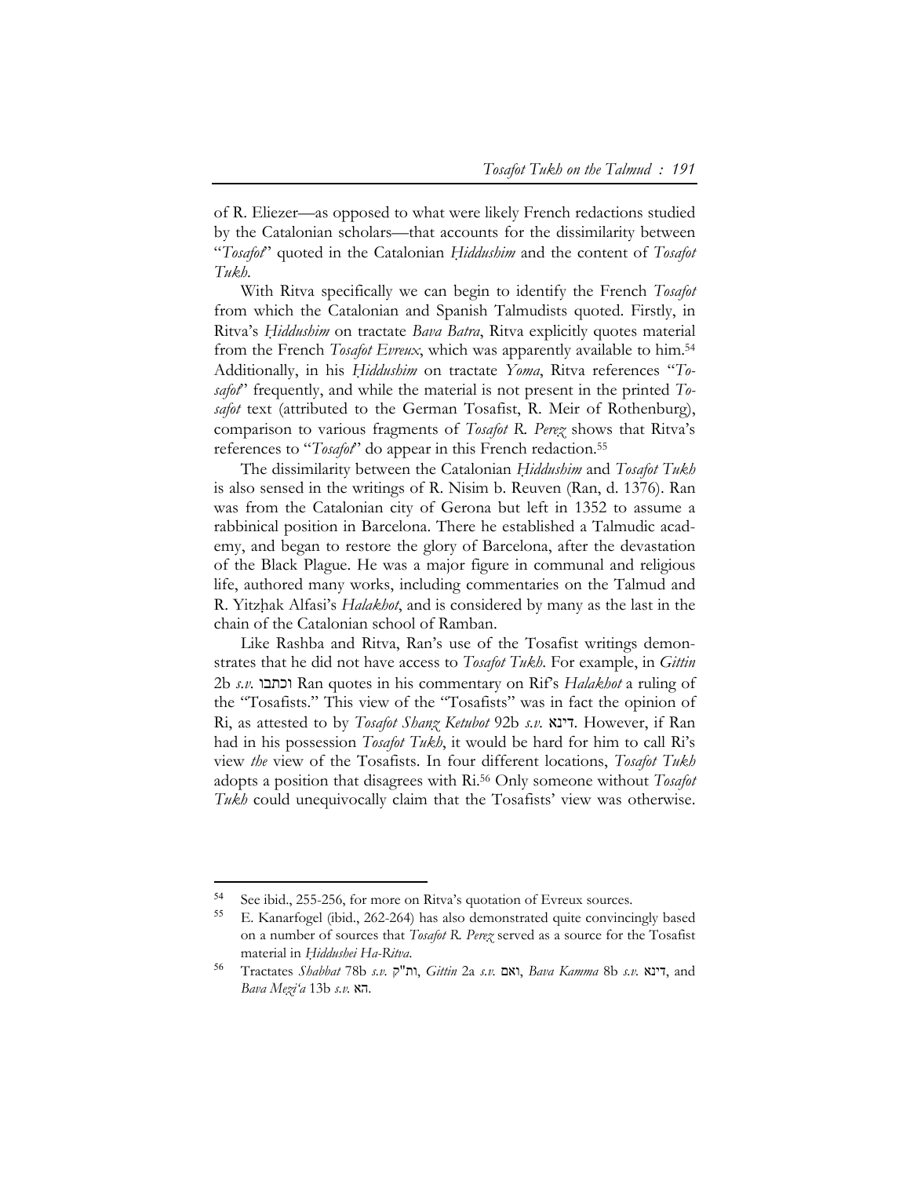of R. Eliezer—as opposed to what were likely French redactions studied by the Catalonian scholars—that accounts for the dissimilarity between "*Tosafot*" quoted in the Catalonian *Ḥiddushim* and the content of *Tosafot Tukh*.

With Ritva specifically we can begin to identify the French *Tosafot* from which the Catalonian and Spanish Talmudists quoted. Firstly, in Ritva's *Ḥiddushim* on tractate *Bava Batra*, Ritva explicitly quotes material from the French *Tosafot Evreux*, which was apparently available to him.[54] Additionally, in his *Ḥiddushim* on tractate *Yoma*, Ritva references "*Tosafot*" frequently, and while the material is not present in the printed *Tosafot* text (attributed to the German Tosafist, R. Meir of Rothenburg), comparison to various fragments of *Tosafot R. Perez* shows that Ritva's references to "*Tosafot*" do appear in this French redaction.[55]

The dissimilarity between the Catalonian *Ḥiddushim* and *Tosafot Tukh* is also sensed in the writings of R. Nisim b. Reuven (Ran, d. 1376). Ran was from the Catalonian city of Gerona but left in 1352 to assume a rabbinical position in Barcelona. There he established a Talmudic academy, and began to restore the glory of Barcelona, after the devastation of the Black Plague. He was a major figure in communal and religious life, authored many works, including commentaries on the Talmud and R. Yitzḥak Alfasi's *Halakhot*, and is considered by many as the last in the chain of the Catalonian school of Ramban.

Like Rashba and Ritva, Ran's use of the Tosafist writings demonstrates that he did not have access to *Tosafot Tukh*. For example, in *Gittin* 2b *s.v.* וכתבו Ran quotes in his commentary on Rif's *Halakhot* a ruling of the "Tosafists." This view of the "Tosafists" was in fact the opinion of Ri, as attested to by *Tosafot Shanz Ketubot* 92b *s.v.* דינא. However, if Ran had in his possession *Tosafot Tukh*, it would be hard for him to call Ri's view *the* view of the Tosafists. In four different locations, *Tosafot Tukh* adopts a position that disagrees with Ri.[56] Only someone without *Tosafot Tukh* could unequivocally claim that the Tosafists' view was otherwise.

---

[54] See ibid., 255-256, for more on Ritva's quotation of Evreux sources.

[55] E. Kanarfogel (ibid., 262-264) has also demonstrated quite convincingly based on a number of sources that *Tosafot R. Perez* served as a source for the Tosafist material in *Ḥiddushei Ha-Ritva*.

[56] Tractates *Shabbat* 78b *s.v.* ות"ק, *Gittin* 2a *s.v.* ואם, *Bava Kamma* 8b *s.v.* דינא, and *Bava Mezi'a* 13b *s.v.* הא.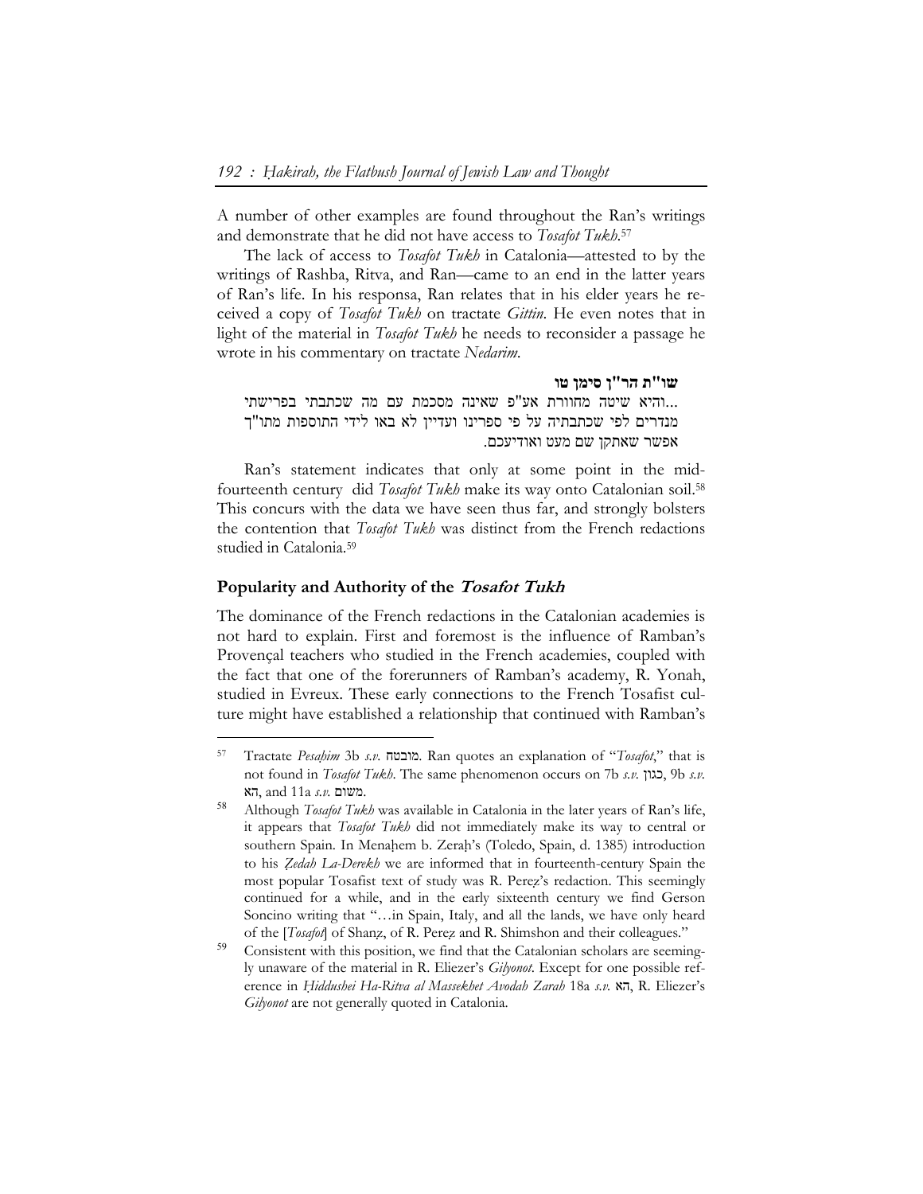A number of other examples are found throughout the Ran's writings and demonstrate that he did not have access to *Tosafot Tukh*.[57]

The lack of access to *Tosafot Tukh* in Catalonia—attested to by the writings of Rashba, Ritva, and Ran—came to an end in the latter years of Ran's life. In his responsa, Ran relates that in his elder years he received a copy of *Tosafot Tukh* on tractate *Gittin*. He even notes that in light of the material in *Tosafot Tukh* he needs to reconsider a passage he wrote in his commentary on tractate *Nedarim*.

**שו"ת הר"ן סימן טו**

...והיא שיטה מחוורת אע"פ שאינה מסכמת עם מה שכתבתי בפרישתי מנדרים לפי שכתבתיה על פי ספרינו ועדיין לא באו לידי התוספות מתו"ך אפשר שאתקן שם מעט ואודיעכם.

Ran's statement indicates that only at some point in the mid-fourteenth century did *Tosafot Tukh* make its way onto Catalonian soil.[58] This concurs with the data we have seen thus far, and strongly bolsters the contention that *Tosafot Tukh* was distinct from the French redactions studied in Catalonia.[59]

## Popularity and Authority of the *Tosafot Tukh*

The dominance of the French redactions in the Catalonian academies is not hard to explain. First and foremost is the influence of Ramban's Provençal teachers who studied in the French academies, coupled with the fact that one of the forerunners of Ramban's academy, R. Yonah, studied in Evreux. These early connections to the French Tosafist culture might have established a relationship that continued with Ramban's

---

57 Tractate *Pesaḥim* 3b *s.v.* מובטח. Ran quotes an explanation of "*Tosafot*," that is not found in *Tosafot Tukh*. The same phenomenon occurs on 7b *s.v.* כגון, 9b *s.v.* הא, and 11a *s.v.* משום.

58 Although *Tosafot Tukh* was available in Catalonia in the later years of Ran's life, it appears that *Tosafot Tukh* did not immediately make its way to central or southern Spain. In Menaḥem b. Zeraḥ's (Toledo, Spain, d. 1385) introduction to his *Ẓedah La-Derekh* we are informed that in fourteenth-century Spain the most popular Tosafist text of study was R. Pereẓ's redaction. This seemingly continued for a while, and in the early sixteenth century we find Gerson Soncino writing that "…in Spain, Italy, and all the lands, we have only heard of the [*Tosafot*] of Shanẓ, of R. Pereẓ and R. Shimshon and their colleagues."

59 Consistent with this position, we find that the Catalonian scholars are seemingly unaware of the material in R. Eliezer's *Gilyonot*. Except for one possible reference in *Ḥiddushei Ha-Ritva al Massekhet Avodah Zarah* 18a *s.v.* הא, R. Eliezer's *Gilyonot* are not generally quoted in Catalonia.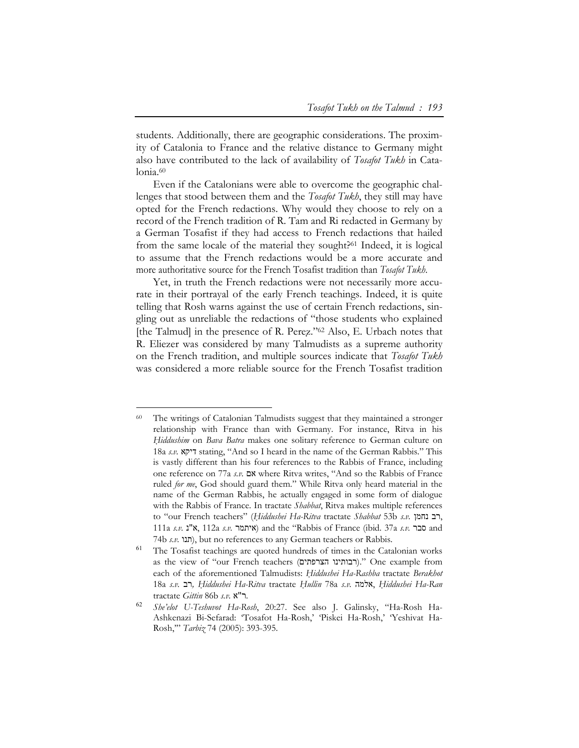students. Additionally, there are geographic considerations. The proximity of Catalonia to France and the relative distance to Germany might also have contributed to the lack of availability of *Tosafot Tukh* in Catalonia.[60]

Even if the Catalonians were able to overcome the geographic challenges that stood between them and the *Tosafot Tukh*, they still may have opted for the French redactions. Why would they choose to rely on a record of the French tradition of R. Tam and Ri redacted in Germany by a German Tosafist if they had access to French redactions that hailed from the same locale of the material they sought?[61] Indeed, it is logical to assume that the French redactions would be a more accurate and more authoritative source for the French Tosafist tradition than *Tosafot Tukh*.

Yet, in truth the French redactions were not necessarily more accurate in their portrayal of the early French teachings. Indeed, it is quite telling that Rosh warns against the use of certain French redactions, singling out as unreliable the redactions of "those students who explained [the Talmud] in the presence of R. Pereẓ."[62] Also, E. Urbach notes that R. Eliezer was considered by many Talmudists as a supreme authority on the French tradition, and multiple sources indicate that *Tosafot Tukh* was considered a more reliable source for the French Tosafist tradition

---

60 The writings of Catalonian Talmudists suggest that they maintained a stronger relationship with France than with Germany. For instance, Ritva in his *Ḥiddushim* on *Bava Batra* makes one solitary reference to German culture on 18a *s.v.* דיקא stating, "And so I heard in the name of the German Rabbis." This is vastly different than his four references to the Rabbis of France, including one reference on 77a *s.v.* אם where Ritva writes, "And so the Rabbis of France ruled *for me*, God should guard them." While Ritva only heard material in the name of the German Rabbis, he actually engaged in some form of dialogue with the Rabbis of France. In tractate *Shabbat*, Ritva makes multiple references to "our French teachers" (*Ḥiddushei Ha-Ritva* tractate *Shabbat* 53b *s.v.* רב נחמן, 111a *s.v.* א"נ, 112a *s.v.* איתמר) and the "Rabbis of France (ibid. 37a *s.v.* סבר and 74b *s.v.* תנו), but no references to any German teachers or Rabbis.

61 The Tosafist teachings are quoted hundreds of times in the Catalonian works as the view of "our French teachers (רבותינו הצרפתים)." One example from each of the aforementioned Talmudists: *Ḥiddushei Ha-Rashba* tractate *Berakhot* 18a *s.v.* רב, *Ḥiddushei Ha-Ritva* tractate *Ḥullin* 78a *s.v.* אלמה, *Ḥiddushei Ha-Ran* tractate *Gittin* 86b *s.v.* ר"א.

62 *She'elot U-Teshuvot Ha-Rosh*, 20:27. See also J. Galinsky, "Ha-Rosh Ha-Ashkenazi Bi-Sefarad: 'Tosafot Ha-Rosh,' 'Piskei Ha-Rosh,' 'Yeshivat Ha-Rosh,'" *Tarbiz* 74 (2005): 393-395.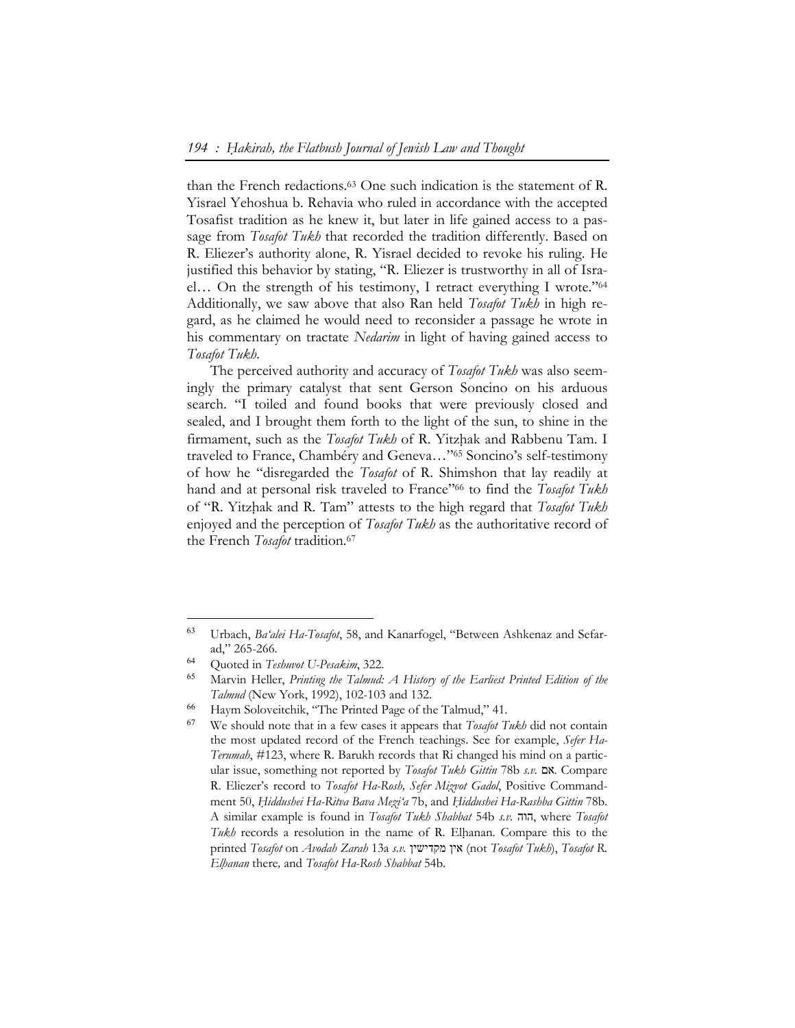than the French redactions.[63] One such indication is the statement of R. Yisrael Yehoshua b. Rehavia who ruled in accordance with the accepted Tosafist tradition as he knew it, but later in life gained access to a passage from *Tosafot Tukh* that recorded the tradition differently. Based on R. Eliezer's authority alone, R. Yisrael decided to revoke his ruling. He justified this behavior by stating, "R. Eliezer is trustworthy in all of Israel… On the strength of his testimony, I retract everything I wrote."[64] Additionally, we saw above that also Ran held *Tosafot Tukh* in high regard, as he claimed he would need to reconsider a passage he wrote in his commentary on tractate *Nedarim* in light of having gained access to *Tosafot Tukh*.

The perceived authority and accuracy of *Tosafot Tukh* was also seemingly the primary catalyst that sent Gerson Soncino on his arduous search. "I toiled and found books that were previously closed and sealed, and I brought them forth to the light of the sun, to shine in the firmament, such as the *Tosafot Tukh* of R. Yitzḥak and Rabbenu Tam. I traveled to France, Chambéry and Geneva…"[65] Soncino's self-testimony of how he "disregarded the *Tosafot* of R. Shimshon that lay readily at hand and at personal risk traveled to France"[66] to find the *Tosafot Tukh* of "R. Yitzḥak and R. Tam" attests to the high regard that *Tosafot Tukh* enjoyed and the perception of *Tosafot Tukh* as the authoritative record of the French *Tosafot* tradition.[67]

---

[63] Urbach, *Ba'alei Ha-Tosafot*, 58, and Kanarfogel, "Between Ashkenaz and Sefarad," 265-266.

[64] Quoted in *Teshuvot U-Pesakim*, 322.

[65] Marvin Heller, *Printing the Talmud: A History of the Earliest Printed Edition of the Talmud* (New York, 1992), 102-103 and 132.

[66] Haym Soloveitchik, "The Printed Page of the Talmud," 41.

[67] We should note that in a few cases it appears that *Tosafot Tukh* did not contain the most updated record of the French teachings. See for example, *Sefer Ha-Terumah*, #123, where R. Barukh records that Ri changed his mind on a particular issue, something not reported by *Tosafot Tukh Gittin* 78b *s.v.* אם. Compare R. Eliezer's record to *Tosafot Ha-Rosh, Sefer Mizvot Gadol*, Positive Commandment 50, *Ḥiddushei Ha-Ritva Bava Mezi'a* 7b, and *Ḥiddushei Ha-Rashba Gittin* 78b. A similar example is found in *Tosafot Tukh Shabbat* 54b *s.v.* הוה, where *Tosafot Tukh* records a resolution in the name of R. Elḥanan. Compare this to the printed *Tosafot* on *Avodah Zarah* 13a *s.v.* אין מקדישין (not *Tosafot Tukh*), *Tosafot R. Elḥanan* there, and *Tosafot Ha-Rosh Shabbat* 54b.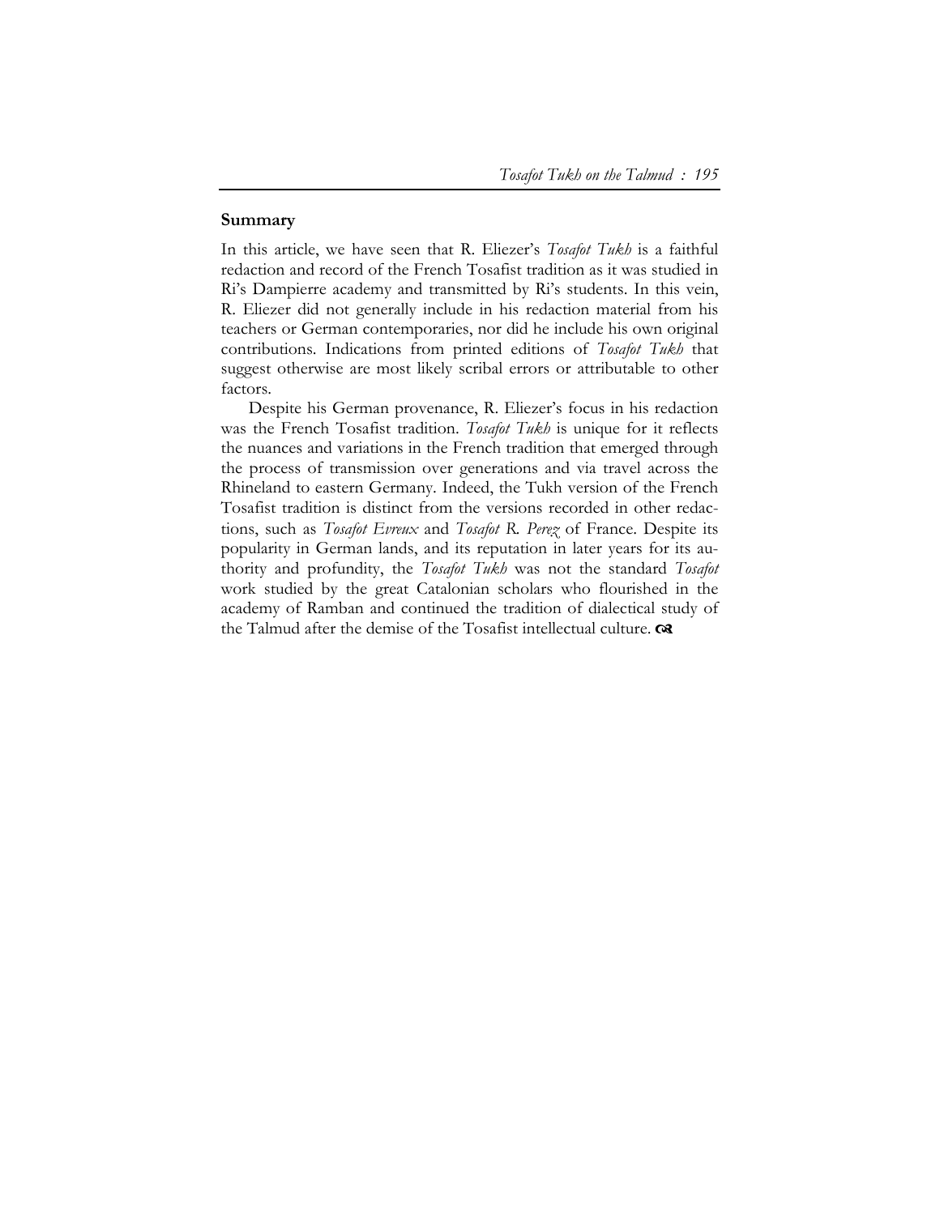## Summary

In this article, we have seen that R. Eliezer's *Tosafot Tukh* is a faithful redaction and record of the French Tosafist tradition as it was studied in Ri's Dampierre academy and transmitted by Ri's students. In this vein, R. Eliezer did not generally include in his redaction material from his teachers or German contemporaries, nor did he include his own original contributions. Indications from printed editions of *Tosafot Tukh* that suggest otherwise are most likely scribal errors or attributable to other factors.

Despite his German provenance, R. Eliezer's focus in his redaction was the French Tosafist tradition. *Tosafot Tukh* is unique for it reflects the nuances and variations in the French tradition that emerged through the process of transmission over generations and via travel across the Rhineland to eastern Germany. Indeed, the Tukh version of the French Tosafist tradition is distinct from the versions recorded in other redactions, such as *Tosafot Evreux* and *Tosafot R. Perez* of France. Despite its popularity in German lands, and its reputation in later years for its authority and profundity, the *Tosafot Tukh* was not the standard *Tosafot* work studied by the great Catalonian scholars who flourished in the academy of Ramban and continued the tradition of dialectical study of the Talmud after the demise of the Tosafist intellectual culture.